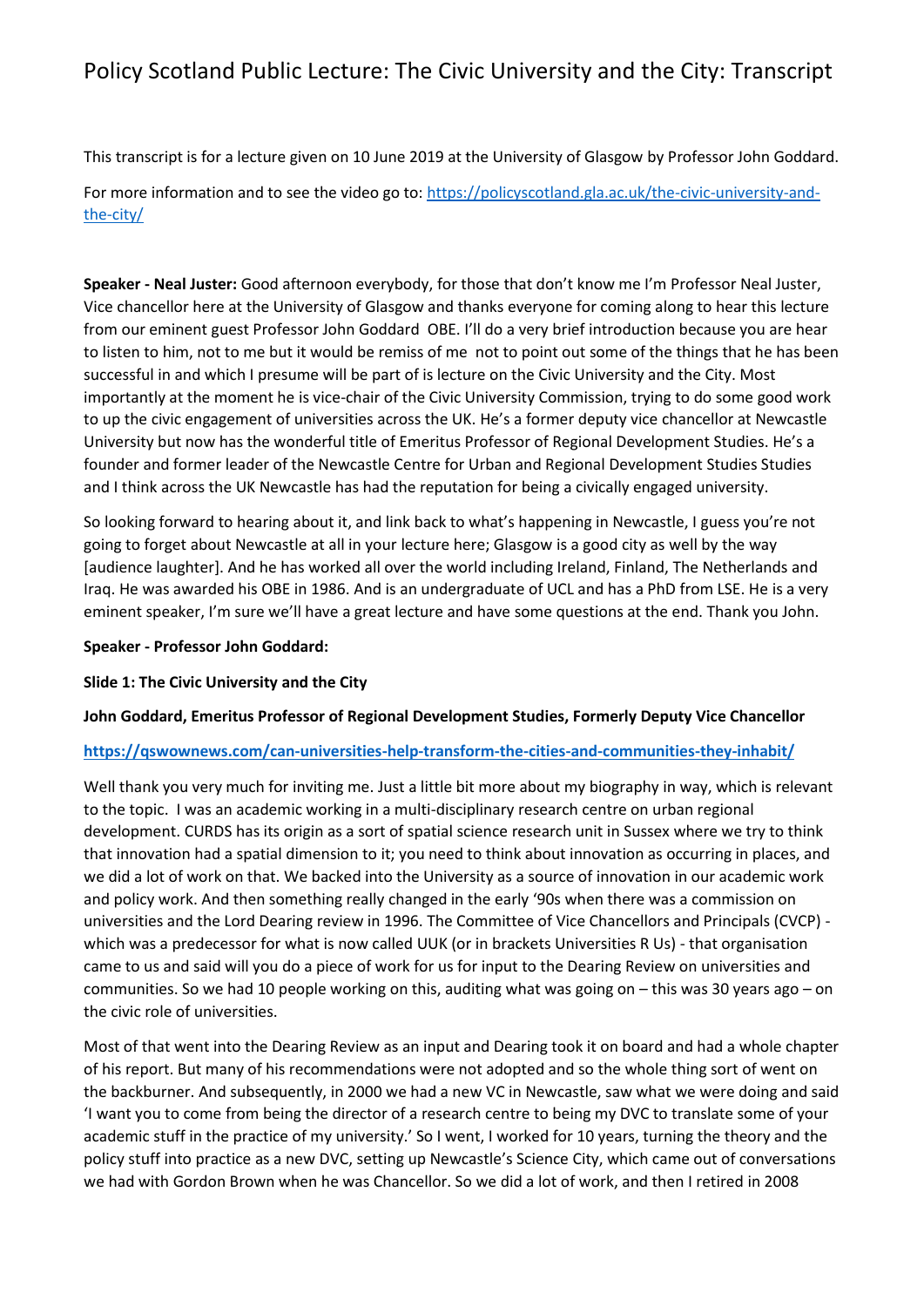# Policy Scotland Public Lecture: The Civic University and the City: Transcript

This transcript is for a lecture given on 10 June 2019 at the University of Glasgow by Professor John Goddard.

For more information and to see the video go to: https://policyscotland.gla.ac.uk/the-civic-university-and-the-city/

**Speaker - Neal Juster:** Good afternoon everybody, for those that don't know me I'm Professor Neal Juster, Vice chancellor here at the University of Glasgow and thanks everyone for coming along to hear this lecture from our eminent guest Professor John Goddard OBE. I'll do a very brief introduction because you are hear to listen to him, not to me but it would be remiss of me not to point out some of the things that he has been successful in and which I presume will be part of is lecture on the Civic University and the City. Most importantly at the moment he is vice-chair of the Civic University Commission, trying to do some good work to up the civic engagement of universities across the UK. He's a former deputy vice chancellor at Newcastle University but now has the wonderful title of Emeritus Professor of Regional Development Studies. He's a founder and former leader of the Newcastle Centre for Urban and Regional Development Studies Studies and I think across the UK Newcastle has had the reputation for being a civically engaged university.

So looking forward to hearing about it, and link back to what's happening in Newcastle, I guess you're not going to forget about Newcastle at all in your lecture here; Glasgow is a good city as well by the way [audience laughter]. And he has worked all over the world including Ireland, Finland, The Netherlands and Iraq. He was awarded his OBE in 1986. And is an undergraduate of UCL and has a PhD from LSE. He is a very eminent speaker, I'm sure we'll have a great lecture and have some questions at the end. Thank you John.

**Speaker - Professor John Goddard:**

**Slide 1: The Civic University and the City**

**John Goddard, Emeritus Professor of Regional Development Studies, Formerly Deputy Vice Chancellor**

**https://qswownews.com/can-universities-help-transform-the-cities-and-communities-they-inhabit/**

Well thank you very much for inviting me. Just a little bit more about my biography in way, which is relevant to the topic. I was an academic working in a multi-disciplinary research centre on urban regional development. CURDS has its origin as a sort of spatial science research unit in Sussex where we try to think that innovation had a spatial dimension to it; you need to think about innovation as occurring in places, and we did a lot of work on that. We backed into the University as a source of innovation in our academic work and policy work. And then something really changed in the early '90s when there was a commission on universities and the Lord Dearing review in 1996. The Committee of Vice Chancellors and Principals (CVCP) - which was a predecessor for what is now called UUK (or in brackets Universities R Us) - that organisation came to us and said will you do a piece of work for us for input to the Dearing Review on universities and communities. So we had 10 people working on this, auditing what was going on – this was 30 years ago – on the civic role of universities.

Most of that went into the Dearing Review as an input and Dearing took it on board and had a whole chapter of his report. But many of his recommendations were not adopted and so the whole thing sort of went on the backburner. And subsequently, in 2000 we had a new VC in Newcastle, saw what we were doing and said 'I want you to come from being the director of a research centre to being my DVC to translate some of your academic stuff in the practice of my university.' So I went, I worked for 10 years, turning the theory and the policy stuff into practice as a new DVC, setting up Newcastle's Science City, which came out of conversations we had with Gordon Brown when he was Chancellor. So we did a lot of work, and then I retired in 2008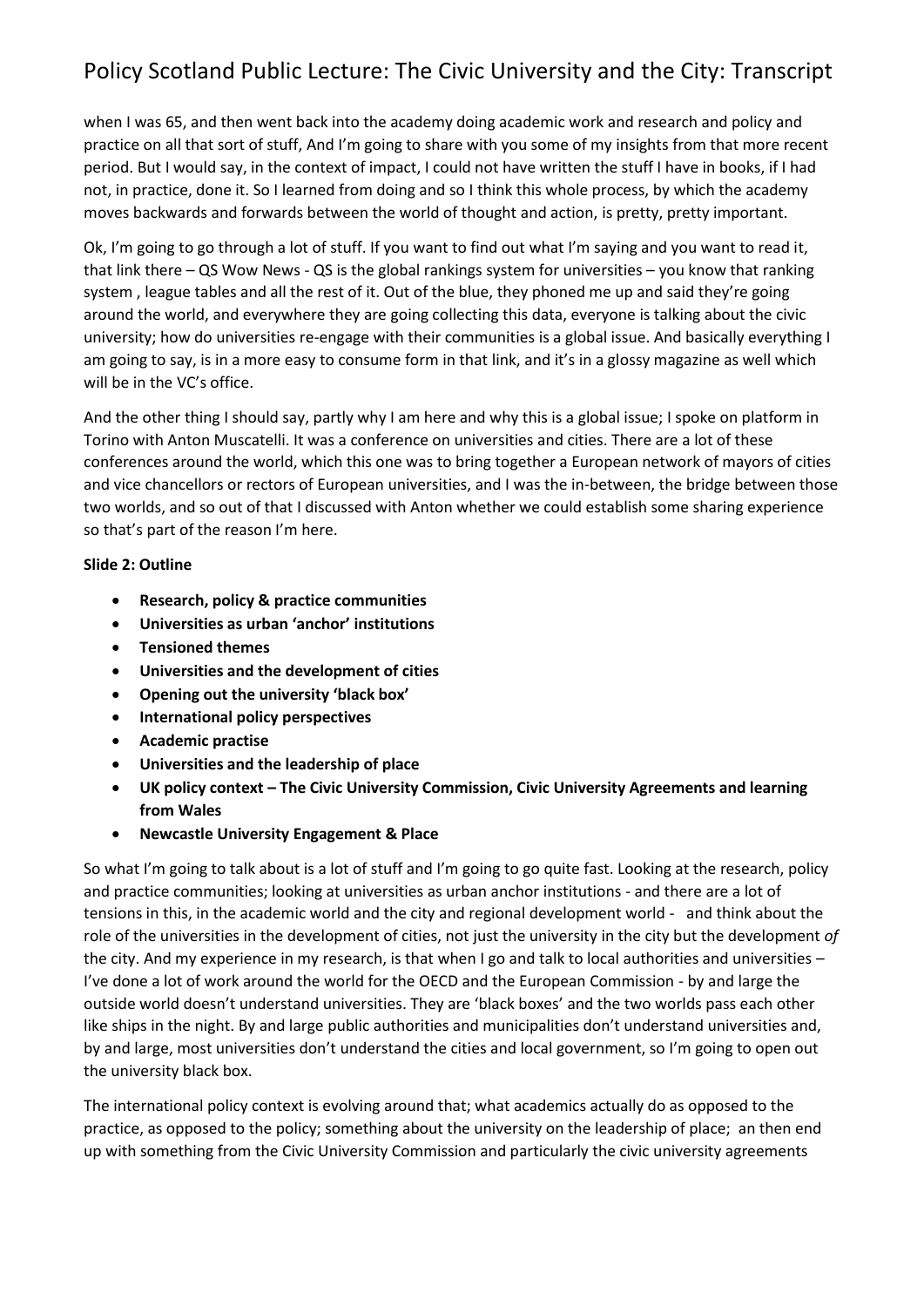when I was 65, and then went back into the academy doing academic work and research and policy and practice on all that sort of stuff, And I'm going to share with you some of my insights from that more recent period. But I would say, in the context of impact, I could not have written the stuff I have in books, if I had not, in practice, done it. So I learned from doing and so I think this whole process, by which the academy moves backwards and forwards between the world of thought and action, is pretty, pretty important.

Ok, I'm going to go through a lot of stuff. If you want to find out what I'm saying and you want to read it, that link there – QS Wow News - QS is the global rankings system for universities – you know that ranking system , league tables and all the rest of it. Out of the blue, they phoned me up and said they're going around the world, and everywhere they are going collecting this data, everyone is talking about the civic university; how do universities re-engage with their communities is a global issue. And basically everything I am going to say, is in a more easy to consume form in that link, and it's in a glossy magazine as well which will be in the VC's office.

And the other thing I should say, partly why I am here and why this is a global issue; I spoke on platform in Torino with Anton Muscatelli. It was a conference on universities and cities. There are a lot of these conferences around the world, which this one was to bring together a European network of mayors of cities and vice chancellors or rectors of European universities, and I was the in-between, the bridge between those two worlds, and so out of that I discussed with Anton whether we could establish some sharing experience so that's part of the reason I'm here.

**Slide 2: Outline**

- **Research, policy & practice communities**
- **Universities as urban 'anchor' institutions**
- **Tensioned themes**
- **Universities and the development of cities**
- **Opening out the university 'black box'**
- **International policy perspectives**
- **Academic practise**
- **Universities and the leadership of place**
- **UK policy context – The Civic University Commission, Civic University Agreements and learning from Wales**
- **Newcastle University Engagement & Place**

So what I'm going to talk about is a lot of stuff and I'm going to go quite fast. Looking at the research, policy and practice communities; looking at universities as urban anchor institutions - and there are a lot of tensions in this, in the academic world and the city and regional development world - and think about the role of the universities in the development of cities, not just the university in the city but the development *of* the city. And my experience in my research, is that when I go and talk to local authorities and universities – I've done a lot of work around the world for the OECD and the European Commission - by and large the outside world doesn't understand universities. They are 'black boxes' and the two worlds pass each other like ships in the night. By and large public authorities and municipalities don't understand universities and, by and large, most universities don't understand the cities and local government, so I'm going to open out the university black box.

The international policy context is evolving around that; what academics actually do as opposed to the practice, as opposed to the policy; something about the university on the leadership of place; an then end up with something from the Civic University Commission and particularly the civic university agreements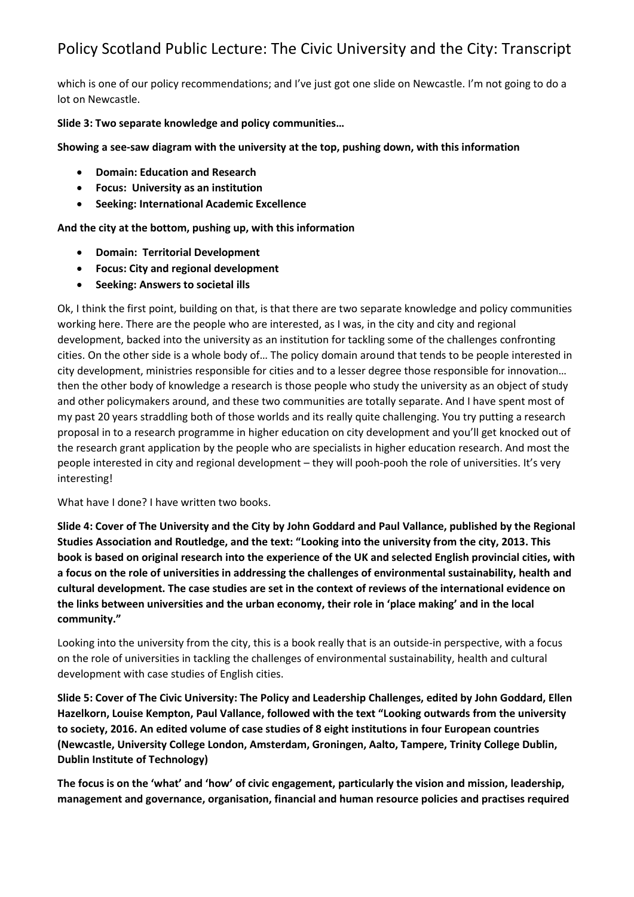which is one of our policy recommendations; and I've just got one slide on Newcastle. I'm not going to do a lot on Newcastle.

**Slide 3: Two separate knowledge and policy communities…**

**Showing a see-saw diagram with the university at the top, pushing down, with this information**

- **Domain: Education and Research**
- **Focus: University as an institution**
- **Seeking: International Academic Excellence**

**And the city at the bottom, pushing up, with this information**

- **Domain: Territorial Development**
- **Focus: City and regional development**
- **Seeking: Answers to societal ills**

Ok, I think the first point, building on that, is that there are two separate knowledge and policy communities working here. There are the people who are interested, as I was, in the city and city and regional development, backed into the university as an institution for tackling some of the challenges confronting cities. On the other side is a whole body of… The policy domain around that tends to be people interested in city development, ministries responsible for cities and to a lesser degree those responsible for innovation… then the other body of knowledge a research is those people who study the university as an object of study and other policymakers around, and these two communities are totally separate. And I have spent most of my past 20 years straddling both of those worlds and its really quite challenging. You try putting a research proposal in to a research programme in higher education on city development and you'll get knocked out of the research grant application by the people who are specialists in higher education research. And most the people interested in city and regional development – they will pooh-pooh the role of universities. It's very interesting!

What have I done? I have written two books.

**Slide 4: Cover of The University and the City by John Goddard and Paul Vallance, published by the Regional Studies Association and Routledge, and the text: "Looking into the university from the city, 2013. This book is based on original research into the experience of the UK and selected English provincial cities, with a focus on the role of universities in addressing the challenges of environmental sustainability, health and cultural development. The case studies are set in the context of reviews of the international evidence on the links between universities and the urban economy, their role in 'place making' and in the local community."**

Looking into the university from the city, this is a book really that is an outside-in perspective, with a focus on the role of universities in tackling the challenges of environmental sustainability, health and cultural development with case studies of English cities.

**Slide 5: Cover of The Civic University: The Policy and Leadership Challenges, edited by John Goddard, Ellen Hazelkorn, Louise Kempton, Paul Vallance, followed with the text "Looking outwards from the university to society, 2016. An edited volume of case studies of 8 eight institutions in four European countries (Newcastle, University College London, Amsterdam, Groningen, Aalto, Tampere, Trinity College Dublin, Dublin Institute of Technology)**

**The focus is on the 'what' and 'how' of civic engagement, particularly the vision and mission, leadership, management and governance, organisation, financial and human resource policies and practises required**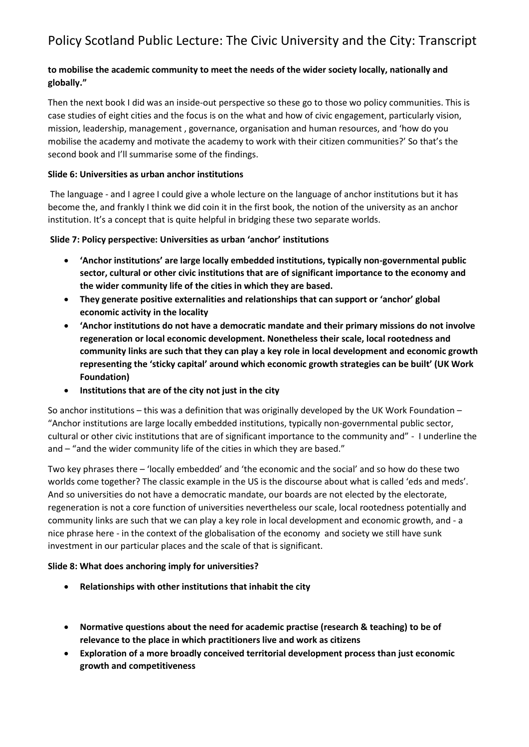**to mobilise the academic community to meet the needs of the wider society locally, nationally and globally."**

Then the next book I did was an inside-out perspective so these go to those wo policy communities. This is case studies of eight cities and the focus is on the what and how of civic engagement, particularly vision, mission, leadership, management , governance, organisation and human resources, and 'how do you mobilise the academy and motivate the academy to work with their citizen communities?' So that's the second book and I'll summarise some of the findings.

**Slide 6: Universities as urban anchor institutions**

The language - and I agree I could give a whole lecture on the language of anchor institutions but it has become the, and frankly I think we did coin it in the first book, the notion of the university as an anchor institution. It's a concept that is quite helpful in bridging these two separate worlds.

**Slide 7: Policy perspective: Universities as urban 'anchor' institutions**

- **'Anchor institutions' are large locally embedded institutions, typically non-governmental public sector, cultural or other civic institutions that are of significant importance to the economy and the wider community life of the cities in which they are based.**
- **They generate positive externalities and relationships that can support or 'anchor' global economic activity in the locality**
- **'Anchor institutions do not have a democratic mandate and their primary missions do not involve regeneration or local economic development. Nonetheless their scale, local rootedness and community links are such that they can play a key role in local development and economic growth representing the 'sticky capital' around which economic growth strategies can be built' (UK Work Foundation)**
- **Institutions that are of the city not just in the city**

So anchor institutions – this was a definition that was originally developed by the UK Work Foundation – "Anchor institutions are large locally embedded institutions, typically non-governmental public sector, cultural or other civic institutions that are of significant importance to the community and" - I underline the and – "and the wider community life of the cities in which they are based."

Two key phrases there – 'locally embedded' and 'the economic and the social' and so how do these two worlds come together? The classic example in the US is the discourse about what is called 'eds and meds'. And so universities do not have a democratic mandate, our boards are not elected by the electorate, regeneration is not a core function of universities nevertheless our scale, local rootedness potentially and community links are such that we can play a key role in local development and economic growth, and - a nice phrase here - in the context of the globalisation of the economy and society we still have sunk investment in our particular places and the scale of that is significant.

**Slide 8: What does anchoring imply for universities?**

- **Relationships with other institutions that inhabit the city**
- **Normative questions about the need for academic practise (research & teaching) to be of relevance to the place in which practitioners live and work as citizens**
- **Exploration of a more broadly conceived territorial development process than just economic growth and competitiveness**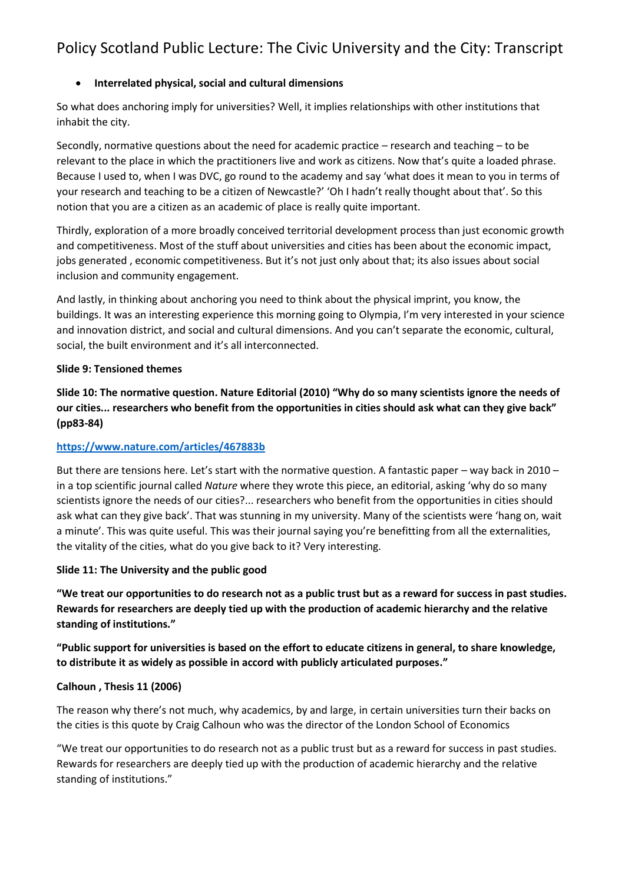- **Interrelated physical, social and cultural dimensions**

So what does anchoring imply for universities? Well, it implies relationships with other institutions that inhabit the city.

Secondly, normative questions about the need for academic practice – research and teaching – to be relevant to the place in which the practitioners live and work as citizens. Now that's quite a loaded phrase. Because I used to, when I was DVC, go round to the academy and say 'what does it mean to you in terms of your research and teaching to be a citizen of Newcastle?' 'Oh I hadn't really thought about that'. So this notion that you are a citizen as an academic of place is really quite important.

Thirdly, exploration of a more broadly conceived territorial development process than just economic growth and competitiveness. Most of the stuff about universities and cities has been about the economic impact, jobs generated , economic competitiveness. But it's not just only about that; its also issues about social inclusion and community engagement.

And lastly, in thinking about anchoring you need to think about the physical imprint, you know, the buildings. It was an interesting experience this morning going to Olympia, I'm very interested in your science and innovation district, and social and cultural dimensions. And you can't separate the economic, cultural, social, the built environment and it's all interconnected.

**Slide 9: Tensioned themes**

**Slide 10: The normative question. Nature Editorial (2010) "Why do so many scientists ignore the needs of our cities... researchers who benefit from the opportunities in cities should ask what can they give back" (pp83-84)**

**https://www.nature.com/articles/467883b**

But there are tensions here. Let's start with the normative question. A fantastic paper – way back in 2010 – in a top scientific journal called *Nature* where they wrote this piece, an editorial, asking 'why do so many scientists ignore the needs of our cities?... researchers who benefit from the opportunities in cities should ask what can they give back'. That was stunning in my university. Many of the scientists were 'hang on, wait a minute'. This was quite useful. This was their journal saying you're benefitting from all the externalities, the vitality of the cities, what do you give back to it? Very interesting.

**Slide 11: The University and the public good**

**"We treat our opportunities to do research not as a public trust but as a reward for success in past studies. Rewards for researchers are deeply tied up with the production of academic hierarchy and the relative standing of institutions."**

**"Public support for universities is based on the effort to educate citizens in general, to share knowledge, to distribute it as widely as possible in accord with publicly articulated purposes."**

**Calhoun , Thesis 11 (2006)**

The reason why there's not much, why academics, by and large, in certain universities turn their backs on the cities is this quote by Craig Calhoun who was the director of the London School of Economics

"We treat our opportunities to do research not as a public trust but as a reward for success in past studies. Rewards for researchers are deeply tied up with the production of academic hierarchy and the relative standing of institutions."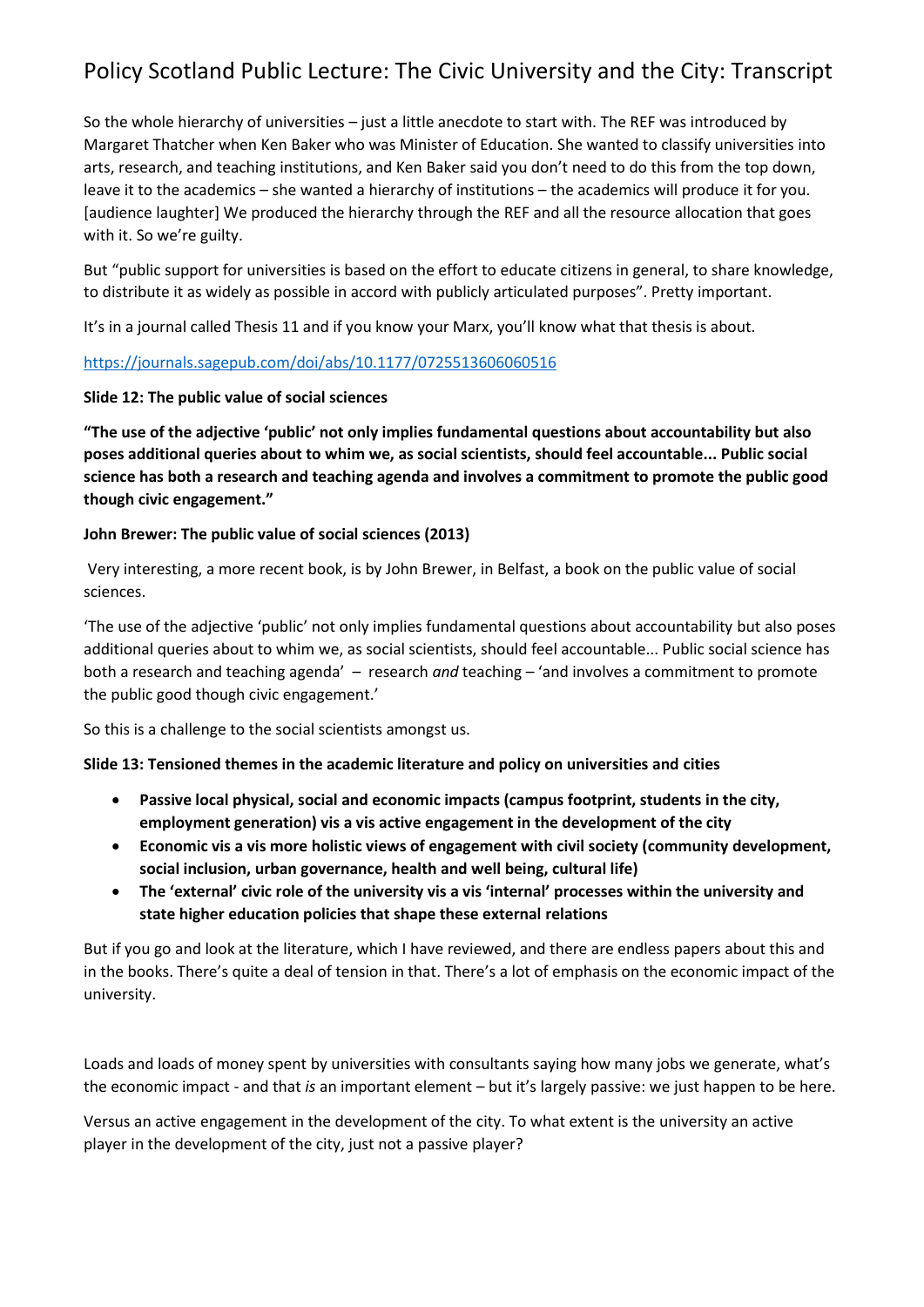# Policy Scotland Public Lecture: The Civic University and the City: Transcript

So the whole hierarchy of universities – just a little anecdote to start with. The REF was introduced by Margaret Thatcher when Ken Baker who was Minister of Education. She wanted to classify universities into arts, research, and teaching institutions, and Ken Baker said you don't need to do this from the top down, leave it to the academics – she wanted a hierarchy of institutions – the academics will produce it for you. [audience laughter] We produced the hierarchy through the REF and all the resource allocation that goes with it. So we're guilty.

But "public support for universities is based on the effort to educate citizens in general, to share knowledge, to distribute it as widely as possible in accord with publicly articulated purposes". Pretty important.

It's in a journal called Thesis 11 and if you know your Marx, you'll know what that thesis is about.

https://journals.sagepub.com/doi/abs/10.1177/0725513606060516

**Slide 12: The public value of social sciences**

**"The use of the adjective 'public' not only implies fundamental questions about accountability but also poses additional queries about to whim we, as social scientists, should feel accountable... Public social science has both a research and teaching agenda and involves a commitment to promote the public good though civic engagement."**

**John Brewer: The public value of social sciences (2013)**

Very interesting, a more recent book, is by John Brewer, in Belfast, a book on the public value of social sciences.

'The use of the adjective 'public' not only implies fundamental questions about accountability but also poses additional queries about to whim we, as social scientists, should feel accountable... Public social science has both a research and teaching agenda' – research *and* teaching – 'and involves a commitment to promote the public good though civic engagement.'

So this is a challenge to the social scientists amongst us.

**Slide 13: Tensioned themes in the academic literature and policy on universities and cities**

- **Passive local physical, social and economic impacts (campus footprint, students in the city, employment generation) vis a vis active engagement in the development of the city**
- **Economic vis a vis more holistic views of engagement with civil society (community development, social inclusion, urban governance, health and well being, cultural life)**
- **The 'external' civic role of the university vis a vis 'internal' processes within the university and state higher education policies that shape these external relations**

But if you go and look at the literature, which I have reviewed, and there are endless papers about this and in the books. There's quite a deal of tension in that. There's a lot of emphasis on the economic impact of the university.

Loads and loads of money spent by universities with consultants saying how many jobs we generate, what's the economic impact - and that *is* an important element – but it's largely passive: we just happen to be here.

Versus an active engagement in the development of the city. To what extent is the university an active player in the development of the city, just not a passive player?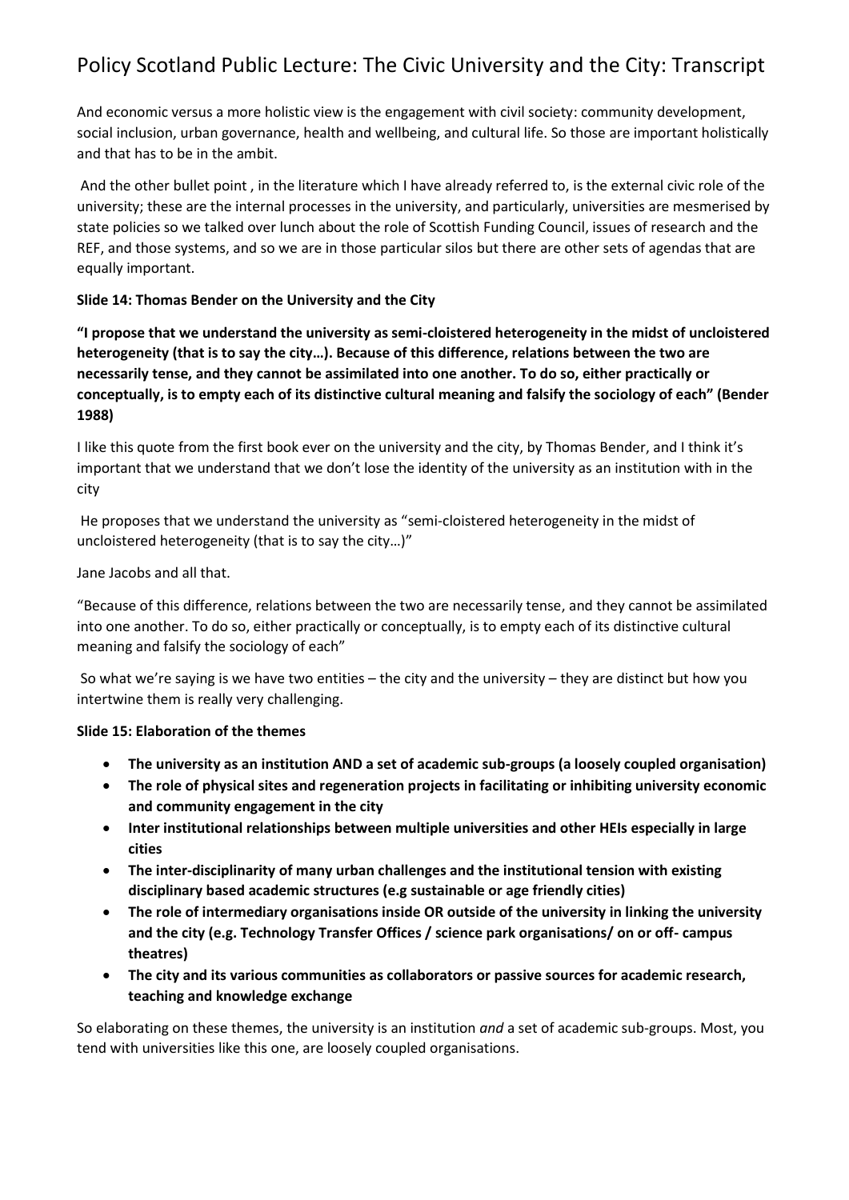And economic versus a more holistic view is the engagement with civil society: community development, social inclusion, urban governance, health and wellbeing, and cultural life. So those are important holistically and that has to be in the ambit.

And the other bullet point , in the literature which I have already referred to, is the external civic role of the university; these are the internal processes in the university, and particularly, universities are mesmerised by state policies so we talked over lunch about the role of Scottish Funding Council, issues of research and the REF, and those systems, and so we are in those particular silos but there are other sets of agendas that are equally important.

**Slide 14: Thomas Bender on the University and the City**

**"I propose that we understand the university as semi-cloistered heterogeneity in the midst of uncloistered heterogeneity (that is to say the city…). Because of this difference, relations between the two are necessarily tense, and they cannot be assimilated into one another. To do so, either practically or conceptually, is to empty each of its distinctive cultural meaning and falsify the sociology of each" (Bender 1988)**

I like this quote from the first book ever on the university and the city, by Thomas Bender, and I think it's important that we understand that we don't lose the identity of the university as an institution with in the city

He proposes that we understand the university as "semi-cloistered heterogeneity in the midst of uncloistered heterogeneity (that is to say the city…)"

Jane Jacobs and all that.

"Because of this difference, relations between the two are necessarily tense, and they cannot be assimilated into one another. To do so, either practically or conceptually, is to empty each of its distinctive cultural meaning and falsify the sociology of each"

So what we're saying is we have two entities – the city and the university – they are distinct but how you intertwine them is really very challenging.

**Slide 15: Elaboration of the themes**

- **The university as an institution AND a set of academic sub-groups (a loosely coupled organisation)**
- **The role of physical sites and regeneration projects in facilitating or inhibiting university economic and community engagement in the city**
- **Inter institutional relationships between multiple universities and other HEIs especially in large cities**
- **The inter-disciplinarity of many urban challenges and the institutional tension with existing disciplinary based academic structures (e.g sustainable or age friendly cities)**
- **The role of intermediary organisations inside OR outside of the university in linking the university and the city (e.g. Technology Transfer Offices / science park organisations/ on or off- campus theatres)**
- **The city and its various communities as collaborators or passive sources for academic research, teaching and knowledge exchange**

So elaborating on these themes, the university is an institution *and* a set of academic sub-groups. Most, you tend with universities like this one, are loosely coupled organisations.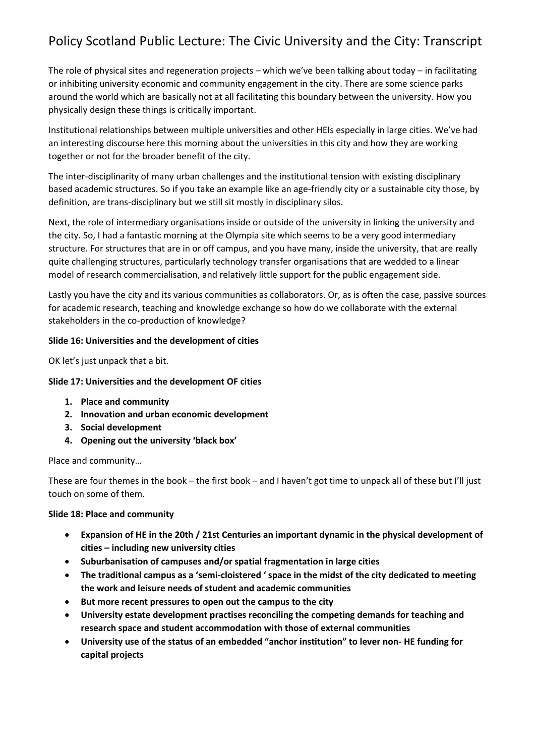# Policy Scotland Public Lecture: The Civic University and the City: Transcript

The role of physical sites and regeneration projects – which we've been talking about today – in facilitating or inhibiting university economic and community engagement in the city. There are some science parks around the world which are basically not at all facilitating this boundary between the university. How you physically design these things is critically important.

Institutional relationships between multiple universities and other HEIs especially in large cities. We've had an interesting discourse here this morning about the universities in this city and how they are working together or not for the broader benefit of the city.

The inter-disciplinarity of many urban challenges and the institutional tension with existing disciplinary based academic structures. So if you take an example like an age-friendly city or a sustainable city those, by definition, are trans-disciplinary but we still sit mostly in disciplinary silos.

Next, the role of intermediary organisations inside or outside of the university in linking the university and the city. So, I had a fantastic morning at the Olympia site which seems to be a very good intermediary structure. For structures that are in or off campus, and you have many, inside the university, that are really quite challenging structures, particularly technology transfer organisations that are wedded to a linear model of research commercialisation, and relatively little support for the public engagement side.

Lastly you have the city and its various communities as collaborators. Or, as is often the case, passive sources for academic research, teaching and knowledge exchange so how do we collaborate with the external stakeholders in the co-production of knowledge?

**Slide 16: Universities and the development of cities**

OK let's just unpack that a bit.

**Slide 17: Universities and the development OF cities**

1. **Place and community**
2. **Innovation and urban economic development**
3. **Social development**
4. **Opening out the university 'black box'**

Place and community…

These are four themes in the book – the first book – and I haven't got time to unpack all of these but I'll just touch on some of them.

**Slide 18: Place and community**

- **Expansion of HE in the 20th / 21st Centuries an important dynamic in the physical development of cities – including new university cities**
- **Suburbanisation of campuses and/or spatial fragmentation in large cities**
- **The traditional campus as a 'semi-cloistered ' space in the midst of the city dedicated to meeting the work and leisure needs of student and academic communities**
- **But more recent pressures to open out the campus to the city**
- **University estate development practises reconciling the competing demands for teaching and research space and student accommodation with those of external communities**
- **University use of the status of an embedded "anchor institution" to lever non- HE funding for capital projects**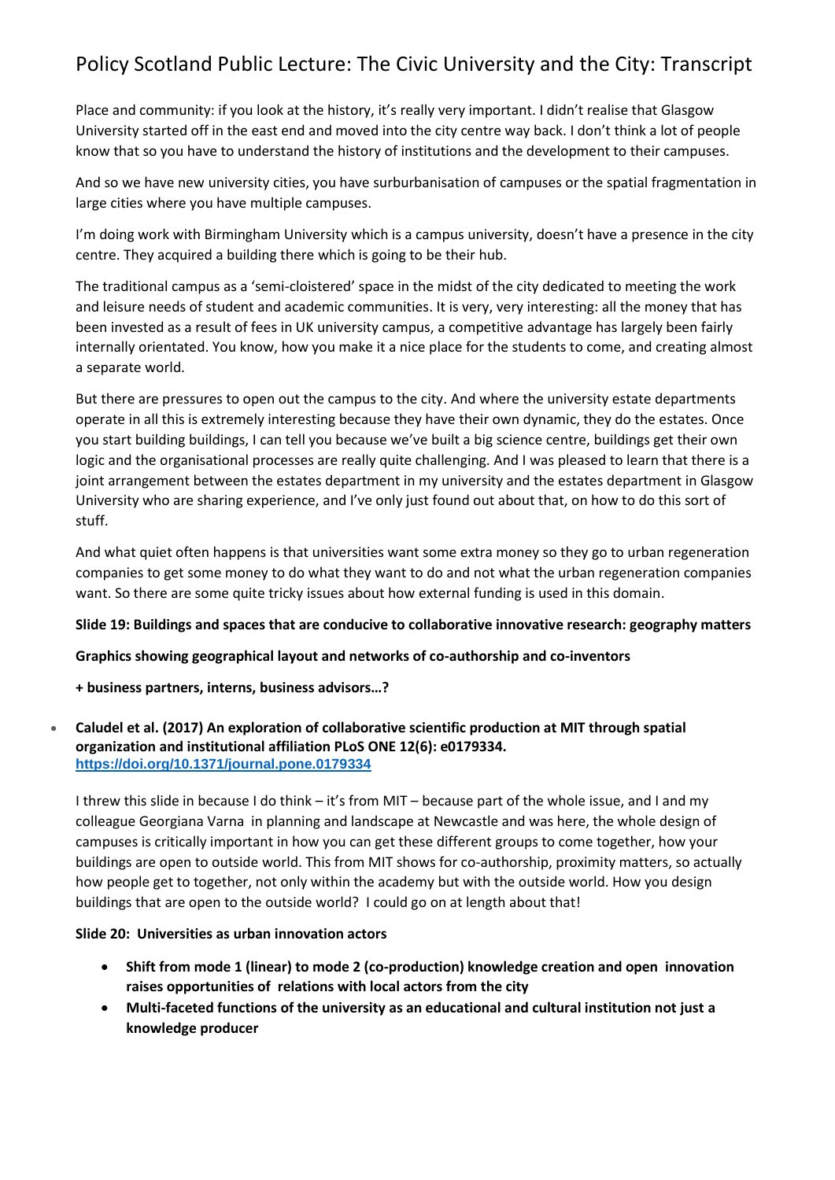Place and community: if you look at the history, it's really very important. I didn't realise that Glasgow University started off in the east end and moved into the city centre way back. I don't think a lot of people know that so you have to understand the history of institutions and the development to their campuses.

And so we have new university cities, you have surburbanisation of campuses or the spatial fragmentation in large cities where you have multiple campuses.

I'm doing work with Birmingham University which is a campus university, doesn't have a presence in the city centre. They acquired a building there which is going to be their hub.

The traditional campus as a 'semi-cloistered' space in the midst of the city dedicated to meeting the work and leisure needs of student and academic communities. It is very, very interesting: all the money that has been invested as a result of fees in UK university campus, a competitive advantage has largely been fairly internally orientated. You know, how you make it a nice place for the students to come, and creating almost a separate world.

But there are pressures to open out the campus to the city. And where the university estate departments operate in all this is extremely interesting because they have their own dynamic, they do the estates. Once you start building buildings, I can tell you because we've built a big science centre, buildings get their own logic and the organisational processes are really quite challenging. And I was pleased to learn that there is a joint arrangement between the estates department in my university and the estates department in Glasgow University who are sharing experience, and I've only just found out about that, on how to do this sort of stuff.

And what quiet often happens is that universities want some extra money so they go to urban regeneration companies to get some money to do what they want to do and not what the urban regeneration companies want. So there are some quite tricky issues about how external funding is used in this domain.

**Slide 19: Buildings and spaces that are conducive to collaborative innovative research: geography matters**

**Graphics showing geographical layout and networks of co-authorship and co-inventors**

**+ business partners, interns, business advisors…?**

- **Caludel et al. (2017) An exploration of collaborative scientific production at MIT through spatial organization and institutional affiliation PLoS ONE 12(6): e0179334.** https://doi.org/10.1371/journal.pone.0179334

I threw this slide in because I do think – it's from MIT – because part of the whole issue, and I and my colleague Georgiana Varna in planning and landscape at Newcastle and was here, the whole design of campuses is critically important in how you can get these different groups to come together, how your buildings are open to outside world. This from MIT shows for co-authorship, proximity matters, so actually how people get to together, not only within the academy but with the outside world. How you design buildings that are open to the outside world? I could go on at length about that!

**Slide 20: Universities as urban innovation actors**

- **Shift from mode 1 (linear) to mode 2 (co-production) knowledge creation and open innovation raises opportunities of relations with local actors from the city**
- **Multi-faceted functions of the university as an educational and cultural institution not just a knowledge producer**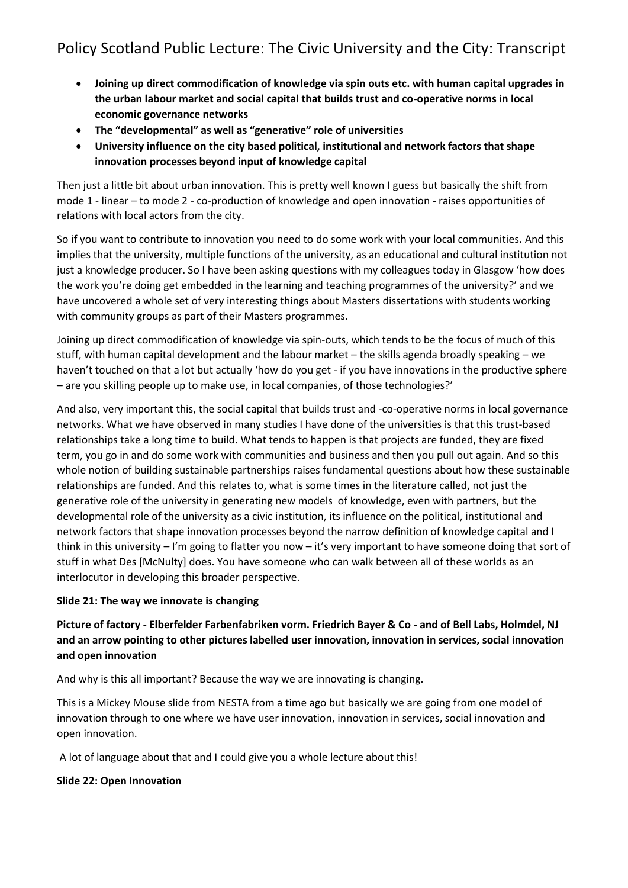- **Joining up direct commodification of knowledge via spin outs etc. with human capital upgrades in the urban labour market and social capital that builds trust and co-operative norms in local economic governance networks**
- **The "developmental" as well as "generative" role of universities**
- **University influence on the city based political, institutional and network factors that shape innovation processes beyond input of knowledge capital**

Then just a little bit about urban innovation. This is pretty well known I guess but basically the shift from mode 1 - linear – to mode 2 - co-production of knowledge and open innovation **-** raises opportunities of relations with local actors from the city.

So if you want to contribute to innovation you need to do some work with your local communities**.** And this implies that the university, multiple functions of the university, as an educational and cultural institution not just a knowledge producer. So I have been asking questions with my colleagues today in Glasgow 'how does the work you're doing get embedded in the learning and teaching programmes of the university?' and we have uncovered a whole set of very interesting things about Masters dissertations with students working with community groups as part of their Masters programmes.

Joining up direct commodification of knowledge via spin-outs, which tends to be the focus of much of this stuff, with human capital development and the labour market – the skills agenda broadly speaking – we haven't touched on that a lot but actually 'how do you get - if you have innovations in the productive sphere – are you skilling people up to make use, in local companies, of those technologies?'

And also, very important this, the social capital that builds trust and -co-operative norms in local governance networks. What we have observed in many studies I have done of the universities is that this trust-based relationships take a long time to build. What tends to happen is that projects are funded, they are fixed term, you go in and do some work with communities and business and then you pull out again. And so this whole notion of building sustainable partnerships raises fundamental questions about how these sustainable relationships are funded. And this relates to, what is some times in the literature called, not just the generative role of the university in generating new models of knowledge, even with partners, but the developmental role of the university as a civic institution, its influence on the political, institutional and network factors that shape innovation processes beyond the narrow definition of knowledge capital and I think in this university – I'm going to flatter you now – it's very important to have someone doing that sort of stuff in what Des [McNulty] does. You have someone who can walk between all of these worlds as an interlocutor in developing this broader perspective.

**Slide 21: The way we innovate is changing**

**Picture of factory - Elberfelder Farbenfabriken vorm. Friedrich Bayer & Co - and of Bell Labs, Holmdel, NJ and an arrow pointing to other pictures labelled user innovation, innovation in services, social innovation and open innovation**

And why is this all important? Because the way we are innovating is changing.

This is a Mickey Mouse slide from NESTA from a time ago but basically we are going from one model of innovation through to one where we have user innovation, innovation in services, social innovation and open innovation.

A lot of language about that and I could give you a whole lecture about this!

**Slide 22: Open Innovation**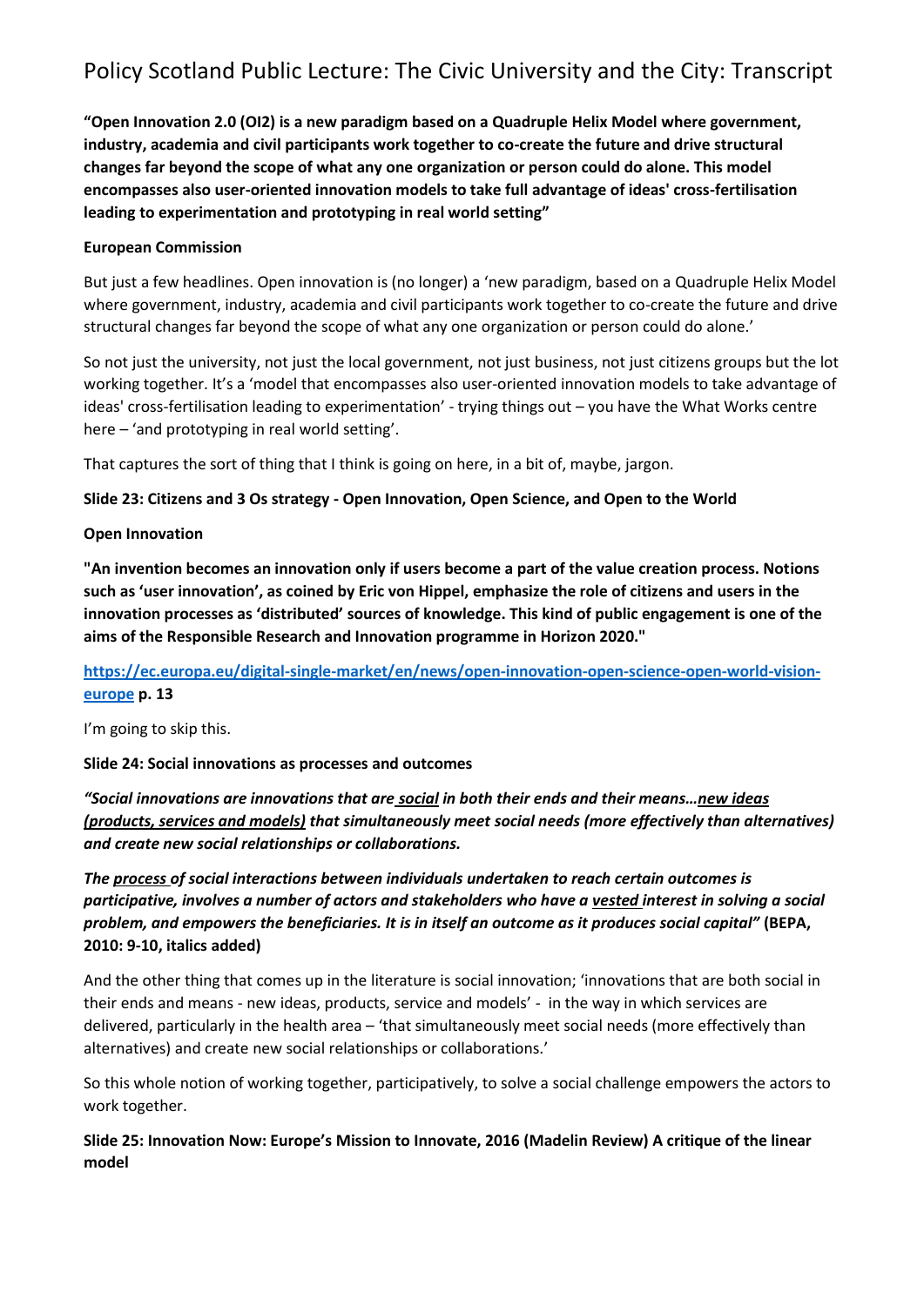# Policy Scotland Public Lecture: The Civic University and the City: Transcript

**"Open Innovation 2.0 (OI2) is a new paradigm based on a Quadruple Helix Model where government, industry, academia and civil participants work together to co-create the future and drive structural changes far beyond the scope of what any one organization or person could do alone. This model encompasses also user-oriented innovation models to take full advantage of ideas' cross-fertilisation leading to experimentation and prototyping in real world setting"**

**European Commission**

But just a few headlines. Open innovation is (no longer) a 'new paradigm, based on a Quadruple Helix Model where government, industry, academia and civil participants work together to co-create the future and drive structural changes far beyond the scope of what any one organization or person could do alone.'

So not just the university, not just the local government, not just business, not just citizens groups but the lot working together. It's a 'model that encompasses also user-oriented innovation models to take advantage of ideas' cross-fertilisation leading to experimentation' - trying things out – you have the What Works centre here – 'and prototyping in real world setting'.

That captures the sort of thing that I think is going on here, in a bit of, maybe, jargon.

**Slide 23: Citizens and 3 Os strategy - Open Innovation, Open Science, and Open to the World**

**Open Innovation**

**"An invention becomes an innovation only if users become a part of the value creation process. Notions such as 'user innovation', as coined by Eric von Hippel, emphasize the role of citizens and users in the innovation processes as 'distributed' sources of knowledge. This kind of public engagement is one of the aims of the Responsible Research and Innovation programme in Horizon 2020."**

**https://ec.europa.eu/digital-single-market/en/news/open-innovation-open-science-open-world-vision-europe p. 13**

I'm going to skip this.

**Slide 24: Social innovations as processes and outcomes**

***"Social innovations are innovations that are social in both their ends and their means…new ideas (products, services and models) that simultaneously meet social needs (more effectively than alternatives) and create new social relationships or collaborations.***

***The process of social interactions between individuals undertaken to reach certain outcomes is participative, involves a number of actors and stakeholders who have a vested interest in solving a social problem, and empowers the beneficiaries. It is in itself an outcome as it produces social capital"* (BEPA, 2010: 9-10, italics added)**

And the other thing that comes up in the literature is social innovation; 'innovations that are both social in their ends and means - new ideas, products, service and models' - in the way in which services are delivered, particularly in the health area – 'that simultaneously meet social needs (more effectively than alternatives) and create new social relationships or collaborations.'

So this whole notion of working together, participatively, to solve a social challenge empowers the actors to work together.

**Slide 25: Innovation Now: Europe's Mission to Innovate, 2016 (Madelin Review) A critique of the linear model**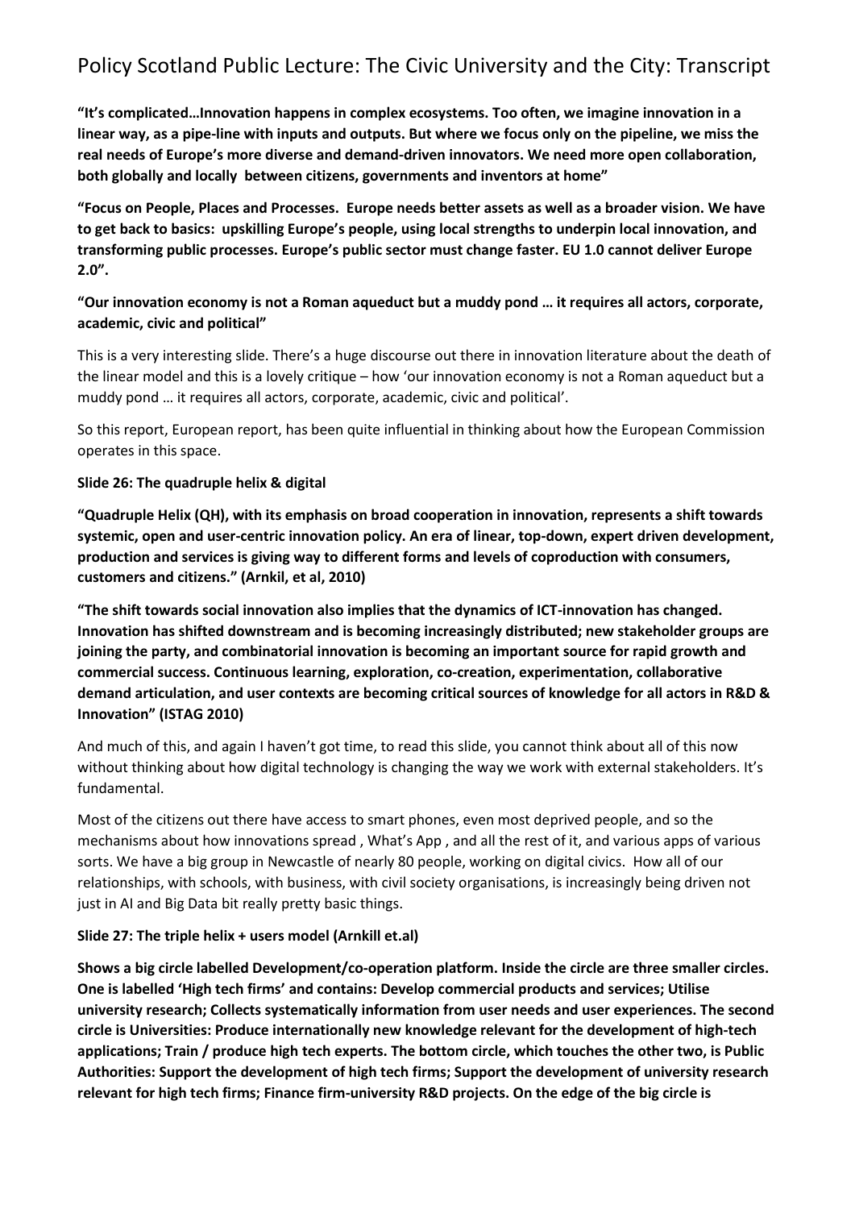**"It's complicated…Innovation happens in complex ecosystems. Too often, we imagine innovation in a linear way, as a pipe-line with inputs and outputs. But where we focus only on the pipeline, we miss the real needs of Europe's more diverse and demand-driven innovators. We need more open collaboration, both globally and locally between citizens, governments and inventors at home"**

**"Focus on People, Places and Processes. Europe needs better assets as well as a broader vision. We have to get back to basics: upskilling Europe's people, using local strengths to underpin local innovation, and transforming public processes. Europe's public sector must change faster. EU 1.0 cannot deliver Europe 2.0".**

**"Our innovation economy is not a Roman aqueduct but a muddy pond … it requires all actors, corporate, academic, civic and political"**

This is a very interesting slide. There's a huge discourse out there in innovation literature about the death of the linear model and this is a lovely critique – how 'our innovation economy is not a Roman aqueduct but a muddy pond … it requires all actors, corporate, academic, civic and political'.

So this report, European report, has been quite influential in thinking about how the European Commission operates in this space.

**Slide 26: The quadruple helix & digital**

**"Quadruple Helix (QH), with its emphasis on broad cooperation in innovation, represents a shift towards systemic, open and user-centric innovation policy. An era of linear, top-down, expert driven development, production and services is giving way to different forms and levels of coproduction with consumers, customers and citizens." (Arnkil, et al, 2010)**

**"The shift towards social innovation also implies that the dynamics of ICT-innovation has changed. Innovation has shifted downstream and is becoming increasingly distributed; new stakeholder groups are joining the party, and combinatorial innovation is becoming an important source for rapid growth and commercial success. Continuous learning, exploration, co-creation, experimentation, collaborative demand articulation, and user contexts are becoming critical sources of knowledge for all actors in R&D & Innovation" (ISTAG 2010)**

And much of this, and again I haven't got time, to read this slide, you cannot think about all of this now without thinking about how digital technology is changing the way we work with external stakeholders. It's fundamental.

Most of the citizens out there have access to smart phones, even most deprived people, and so the mechanisms about how innovations spread , What's App , and all the rest of it, and various apps of various sorts. We have a big group in Newcastle of nearly 80 people, working on digital civics. How all of our relationships, with schools, with business, with civil society organisations, is increasingly being driven not just in AI and Big Data bit really pretty basic things.

**Slide 27: The triple helix + users model (Arnkill et.al)**

**Shows a big circle labelled Development/co-operation platform. Inside the circle are three smaller circles. One is labelled 'High tech firms' and contains: Develop commercial products and services; Utilise university research; Collects systematically information from user needs and user experiences. The second circle is Universities: Produce internationally new knowledge relevant for the development of high-tech applications; Train / produce high tech experts. The bottom circle, which touches the other two, is Public Authorities: Support the development of high tech firms; Support the development of university research relevant for high tech firms; Finance firm-university R&D projects. On the edge of the big circle is**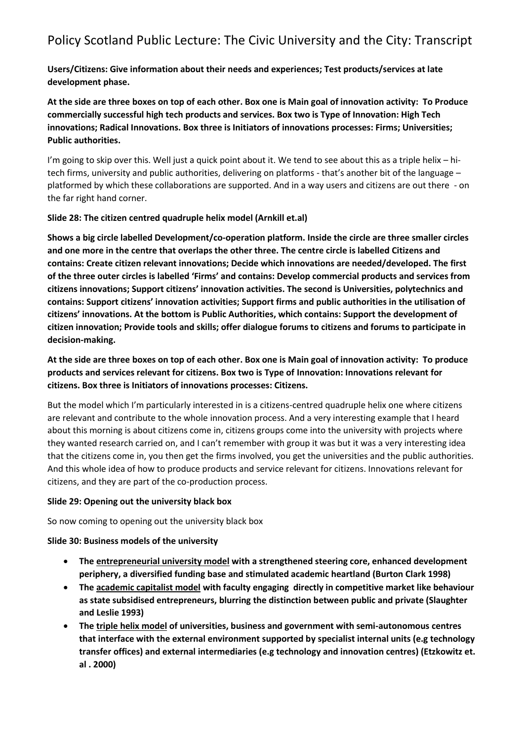**Users/Citizens: Give information about their needs and experiences; Test products/services at late development phase.**

**At the side are three boxes on top of each other. Box one is Main goal of innovation activity: To Produce commercially successful high tech products and services. Box two is Type of Innovation: High Tech innovations; Radical Innovations. Box three is Initiators of innovations processes: Firms; Universities; Public authorities.**

I'm going to skip over this. Well just a quick point about it. We tend to see about this as a triple helix – hi-tech firms, university and public authorities, delivering on platforms - that's another bit of the language – platformed by which these collaborations are supported. And in a way users and citizens are out there - on the far right hand corner.

**Slide 28: The citizen centred quadruple helix model (Arnkill et.al)**

**Shows a big circle labelled Development/co-operation platform. Inside the circle are three smaller circles and one more in the centre that overlaps the other three. The centre circle is labelled Citizens and contains: Create citizen relevant innovations; Decide which innovations are needed/developed. The first of the three outer circles is labelled 'Firms' and contains: Develop commercial products and services from citizens innovations; Support citizens' innovation activities. The second is Universities, polytechnics and contains: Support citizens' innovation activities; Support firms and public authorities in the utilisation of citizens' innovations. At the bottom is Public Authorities, which contains: Support the development of citizen innovation; Provide tools and skills; offer dialogue forums to citizens and forums to participate in decision-making.**

**At the side are three boxes on top of each other. Box one is Main goal of innovation activity: To produce products and services relevant for citizens. Box two is Type of Innovation: Innovations relevant for citizens. Box three is Initiators of innovations processes: Citizens.**

But the model which I'm particularly interested in is a citizens-centred quadruple helix one where citizens are relevant and contribute to the whole innovation process. And a very interesting example that I heard about this morning is about citizens come in, citizens groups come into the university with projects where they wanted research carried on, and I can't remember with group it was but it was a very interesting idea that the citizens come in, you then get the firms involved, you get the universities and the public authorities. And this whole idea of how to produce products and service relevant for citizens. Innovations relevant for citizens, and they are part of the co-production process.

**Slide 29: Opening out the university black box**

So now coming to opening out the university black box

**Slide 30: Business models of the university**

- **The <u>entrepreneurial university model</u> with a strengthened steering core, enhanced development periphery, a diversified funding base and stimulated academic heartland (Burton Clark 1998)**
- **The <u>academic capitalist model</u> with faculty engaging directly in competitive market like behaviour as state subsidised entrepreneurs, blurring the distinction between public and private (Slaughter and Leslie 1993)**
- **The <u>triple helix model</u> of universities, business and government with semi-autonomous centres that interface with the external environment supported by specialist internal units (e.g technology transfer offices) and external intermediaries (e.g technology and innovation centres) (Etzkowitz et. al . 2000)**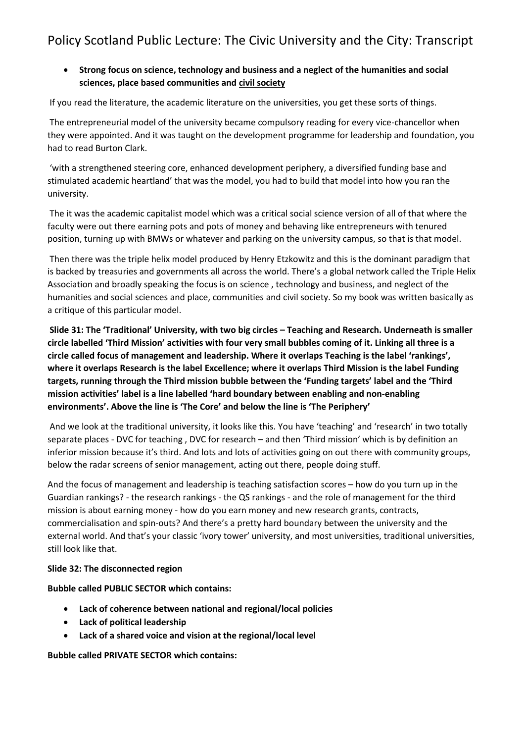- **Strong focus on science, technology and business and a neglect of the humanities and social sciences, place based communities and civil society**

If you read the literature, the academic literature on the universities, you get these sorts of things.

The entrepreneurial model of the university became compulsory reading for every vice-chancellor when they were appointed. And it was taught on the development programme for leadership and foundation, you had to read Burton Clark.

'with a strengthened steering core, enhanced development periphery, a diversified funding base and stimulated academic heartland' that was the model, you had to build that model into how you ran the university.

The it was the academic capitalist model which was a critical social science version of all of that where the faculty were out there earning pots and pots of money and behaving like entrepreneurs with tenured position, turning up with BMWs or whatever and parking on the university campus, so that is that model.

Then there was the triple helix model produced by Henry Etzkowitz and this is the dominant paradigm that is backed by treasuries and governments all across the world. There's a global network called the Triple Helix Association and broadly speaking the focus is on science , technology and business, and neglect of the humanities and social sciences and place, communities and civil society. So my book was written basically as a critique of this particular model.

**Slide 31: The 'Traditional' University, with two big circles – Teaching and Research. Underneath is smaller circle labelled 'Third Mission' activities with four very small bubbles coming of it. Linking all three is a circle called focus of management and leadership. Where it overlaps Teaching is the label 'rankings', where it overlaps Research is the label Excellence; where it overlaps Third Mission is the label Funding targets, running through the Third mission bubble between the 'Funding targets' label and the 'Third mission activities' label is a line labelled 'hard boundary between enabling and non-enabling environments'. Above the line is 'The Core' and below the line is 'The Periphery'**

And we look at the traditional university, it looks like this. You have 'teaching' and 'research' in two totally separate places - DVC for teaching , DVC for research – and then 'Third mission' which is by definition an inferior mission because it's third. And lots and lots of activities going on out there with community groups, below the radar screens of senior management, acting out there, people doing stuff.

And the focus of management and leadership is teaching satisfaction scores – how do you turn up in the Guardian rankings? - the research rankings - the QS rankings - and the role of management for the third mission is about earning money - how do you earn money and new research grants, contracts, commercialisation and spin-outs? And there's a pretty hard boundary between the university and the external world. And that's your classic 'ivory tower' university, and most universities, traditional universities, still look like that.

**Slide 32: The disconnected region**

**Bubble called PUBLIC SECTOR which contains:**

- **Lack of coherence between national and regional/local policies**
- **Lack of political leadership**
- **Lack of a shared voice and vision at the regional/local level**

**Bubble called PRIVATE SECTOR which contains:**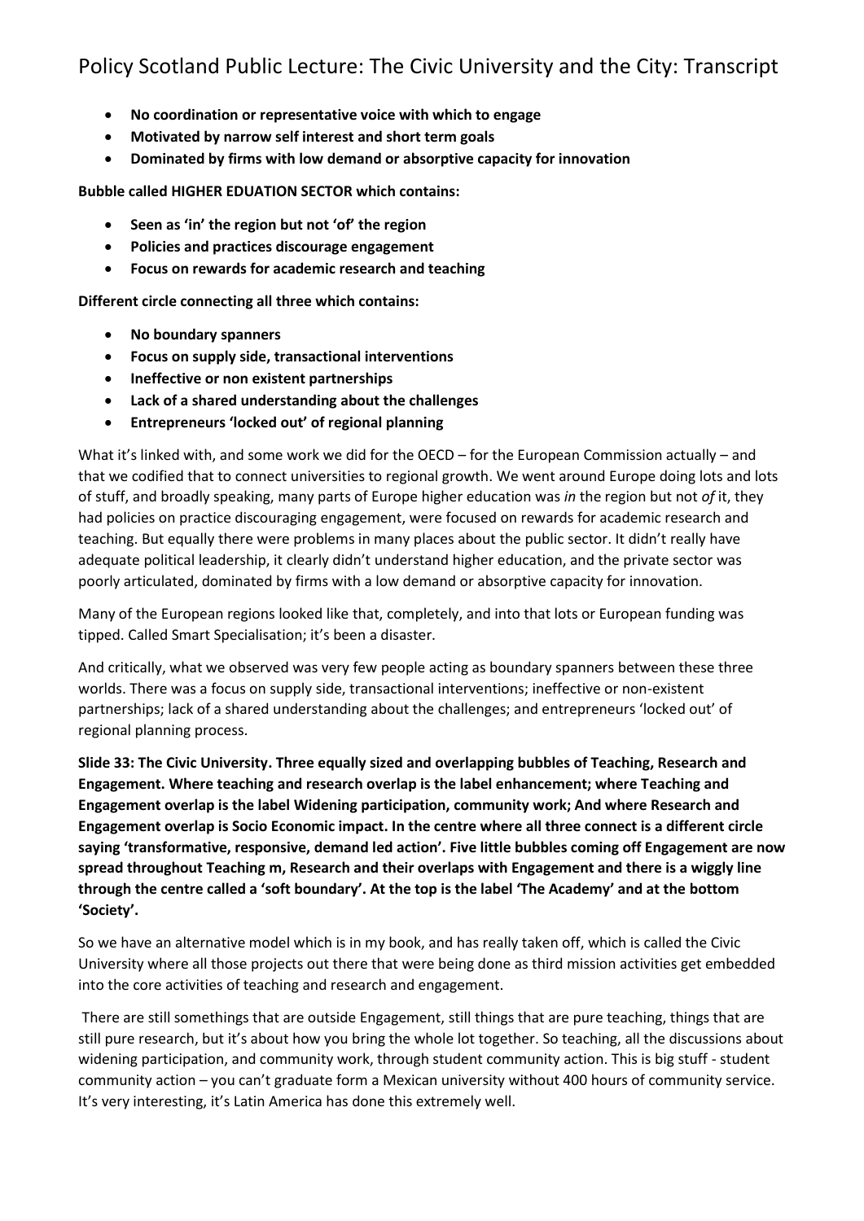- **No coordination or representative voice with which to engage**
- **Motivated by narrow self interest and short term goals**
- **Dominated by firms with low demand or absorptive capacity for innovation**

**Bubble called HIGHER EDUATION SECTOR which contains:**

- **Seen as 'in' the region but not 'of' the region**
- **Policies and practices discourage engagement**
- **Focus on rewards for academic research and teaching**

**Different circle connecting all three which contains:**

- **No boundary spanners**
- **Focus on supply side, transactional interventions**
- **Ineffective or non existent partnerships**
- **Lack of a shared understanding about the challenges**
- **Entrepreneurs 'locked out' of regional planning**

What it's linked with, and some work we did for the OECD – for the European Commission actually – and that we codified that to connect universities to regional growth. We went around Europe doing lots and lots of stuff, and broadly speaking, many parts of Europe higher education was *in* the region but not *of* it, they had policies on practice discouraging engagement, were focused on rewards for academic research and teaching. But equally there were problems in many places about the public sector. It didn't really have adequate political leadership, it clearly didn't understand higher education, and the private sector was poorly articulated, dominated by firms with a low demand or absorptive capacity for innovation.

Many of the European regions looked like that, completely, and into that lots or European funding was tipped. Called Smart Specialisation; it's been a disaster.

And critically, what we observed was very few people acting as boundary spanners between these three worlds. There was a focus on supply side, transactional interventions; ineffective or non-existent partnerships; lack of a shared understanding about the challenges; and entrepreneurs 'locked out' of regional planning process.

**Slide 33: The Civic University. Three equally sized and overlapping bubbles of Teaching, Research and Engagement. Where teaching and research overlap is the label enhancement; where Teaching and Engagement overlap is the label Widening participation, community work; And where Research and Engagement overlap is Socio Economic impact. In the centre where all three connect is a different circle saying 'transformative, responsive, demand led action'. Five little bubbles coming off Engagement are now spread throughout Teaching m, Research and their overlaps with Engagement and there is a wiggly line through the centre called a 'soft boundary'. At the top is the label 'The Academy' and at the bottom 'Society'.**

So we have an alternative model which is in my book, and has really taken off, which is called the Civic University where all those projects out there that were being done as third mission activities get embedded into the core activities of teaching and research and engagement.

There are still somethings that are outside Engagement, still things that are pure teaching, things that are still pure research, but it's about how you bring the whole lot together. So teaching, all the discussions about widening participation, and community work, through student community action. This is big stuff - student community action – you can't graduate form a Mexican university without 400 hours of community service. It's very interesting, it's Latin America has done this extremely well.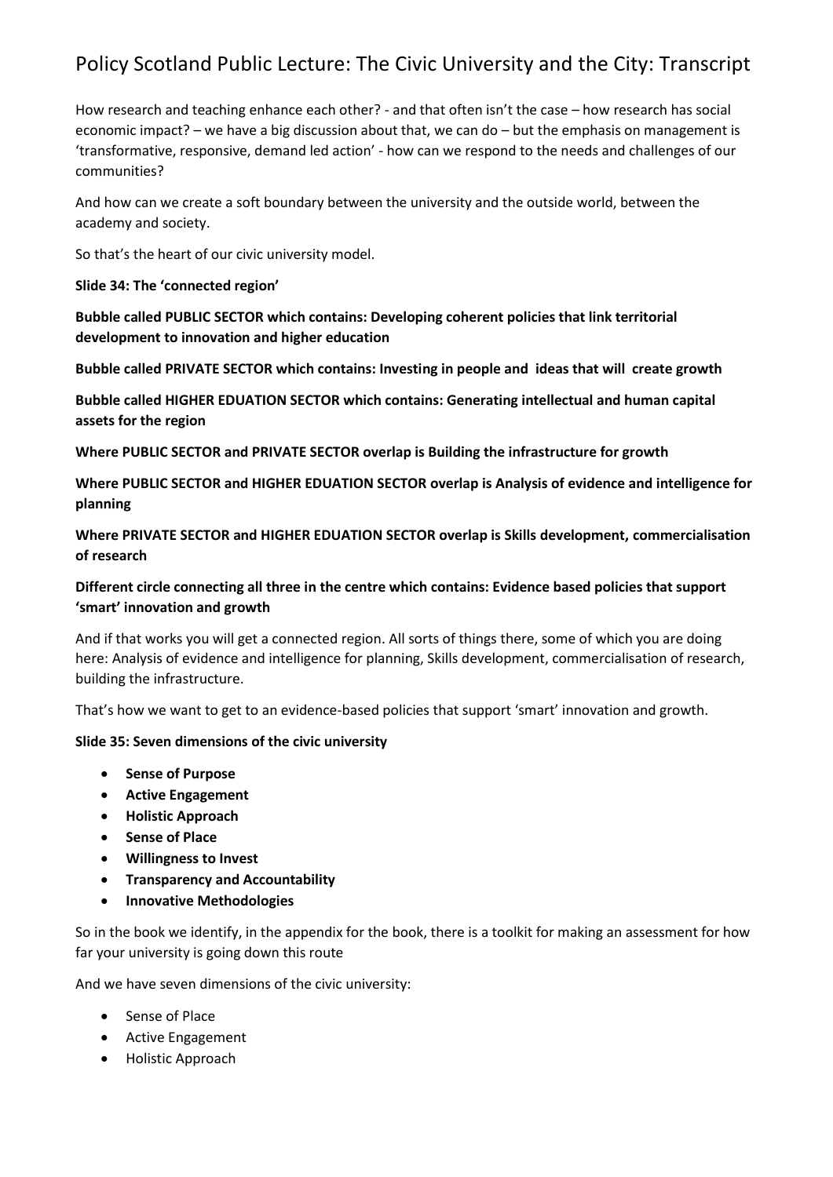How research and teaching enhance each other? - and that often isn't the case – how research has social economic impact? – we have a big discussion about that, we can do – but the emphasis on management is 'transformative, responsive, demand led action' - how can we respond to the needs and challenges of our communities?

And how can we create a soft boundary between the university and the outside world, between the academy and society.

So that's the heart of our civic university model.

**Slide 34: The 'connected region'**

**Bubble called PUBLIC SECTOR which contains: Developing coherent policies that link territorial development to innovation and higher education**

**Bubble called PRIVATE SECTOR which contains: Investing in people and ideas that will create growth**

**Bubble called HIGHER EDUATION SECTOR which contains: Generating intellectual and human capital assets for the region**

**Where PUBLIC SECTOR and PRIVATE SECTOR overlap is Building the infrastructure for growth**

**Where PUBLIC SECTOR and HIGHER EDUATION SECTOR overlap is Analysis of evidence and intelligence for planning**

**Where PRIVATE SECTOR and HIGHER EDUATION SECTOR overlap is Skills development, commercialisation of research**

**Different circle connecting all three in the centre which contains: Evidence based policies that support 'smart' innovation and growth**

And if that works you will get a connected region. All sorts of things there, some of which you are doing here: Analysis of evidence and intelligence for planning, Skills development, commercialisation of research, building the infrastructure.

That's how we want to get to an evidence-based policies that support 'smart' innovation and growth.

**Slide 35: Seven dimensions of the civic university**

- **Sense of Purpose**
- **Active Engagement**
- **Holistic Approach**
- **Sense of Place**
- **Willingness to Invest**
- **Transparency and Accountability**
- **Innovative Methodologies**

So in the book we identify, in the appendix for the book, there is a toolkit for making an assessment for how far your university is going down this route

And we have seven dimensions of the civic university:

- Sense of Place
- Active Engagement
- Holistic Approach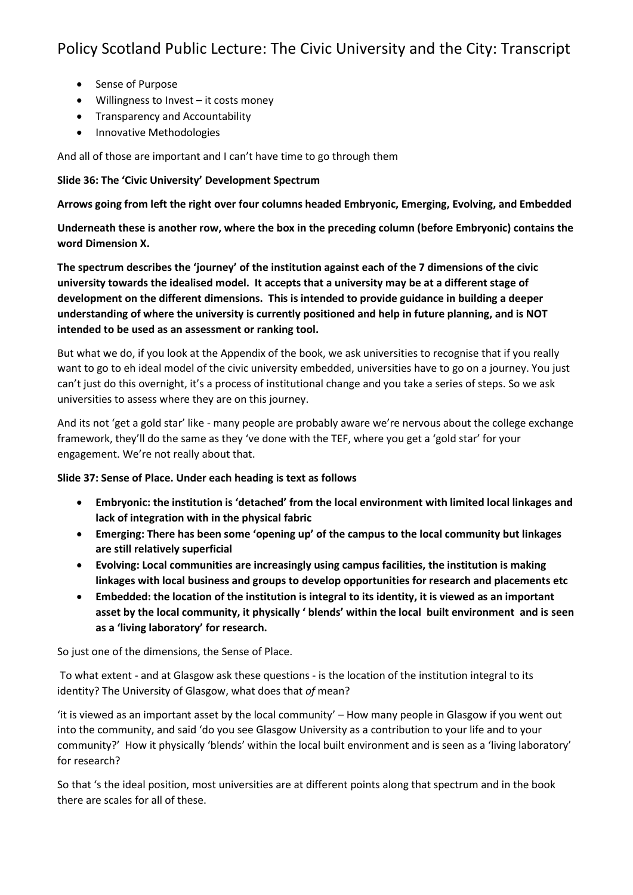- Sense of Purpose
- Willingness to Invest – it costs money
- Transparency and Accountability
- Innovative Methodologies

And all of those are important and I can't have time to go through them

**Slide 36: The 'Civic University' Development Spectrum**

**Arrows going from left the right over four columns headed Embryonic, Emerging, Evolving, and Embedded**

**Underneath these is another row, where the box in the preceding column (before Embryonic) contains the word Dimension X.**

**The spectrum describes the 'journey' of the institution against each of the 7 dimensions of the civic university towards the idealised model. It accepts that a university may be at a different stage of development on the different dimensions. This is intended to provide guidance in building a deeper understanding of where the university is currently positioned and help in future planning, and is NOT intended to be used as an assessment or ranking tool.**

But what we do, if you look at the Appendix of the book, we ask universities to recognise that if you really want to go to eh ideal model of the civic university embedded, universities have to go on a journey. You just can't just do this overnight, it's a process of institutional change and you take a series of steps. So we ask universities to assess where they are on this journey.

And its not 'get a gold star' like - many people are probably aware we're nervous about the college exchange framework, they'll do the same as they 've done with the TEF, where you get a 'gold star' for your engagement. We're not really about that.

**Slide 37: Sense of Place. Under each heading is text as follows**

- **Embryonic: the institution is 'detached' from the local environment with limited local linkages and lack of integration with in the physical fabric**
- **Emerging: There has been some 'opening up' of the campus to the local community but linkages are still relatively superficial**
- **Evolving: Local communities are increasingly using campus facilities, the institution is making linkages with local business and groups to develop opportunities for research and placements etc**
- **Embedded: the location of the institution is integral to its identity, it is viewed as an important asset by the local community, it physically ' blends' within the local built environment and is seen as a 'living laboratory' for research.**

So just one of the dimensions, the Sense of Place.

To what extent - and at Glasgow ask these questions - is the location of the institution integral to its identity? The University of Glasgow, what does that *of* mean?

'it is viewed as an important asset by the local community' – How many people in Glasgow if you went out into the community, and said 'do you see Glasgow University as a contribution to your life and to your community?' How it physically 'blends' within the local built environment and is seen as a 'living laboratory' for research?

So that 's the ideal position, most universities are at different points along that spectrum and in the book there are scales for all of these.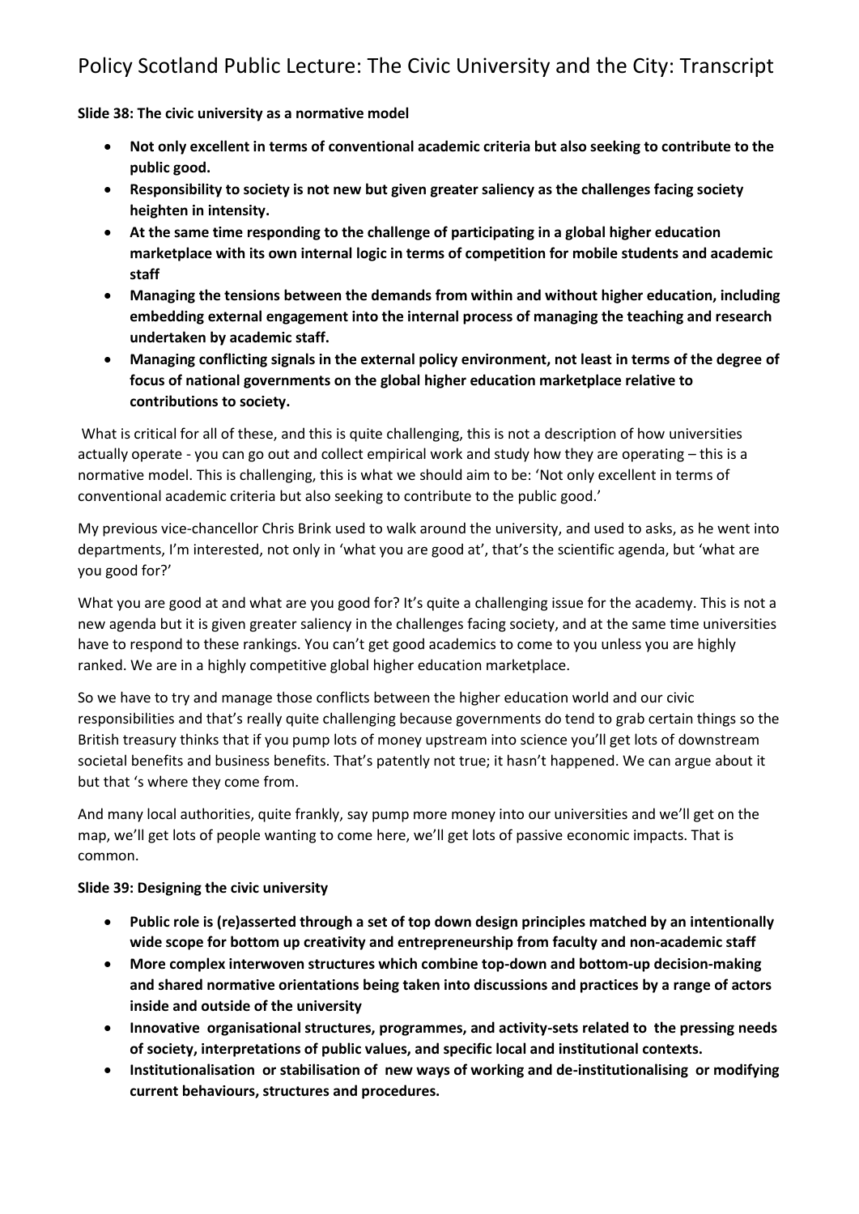**Slide 38: The civic university as a normative model**

- **Not only excellent in terms of conventional academic criteria but also seeking to contribute to the public good.**
- **Responsibility to society is not new but given greater saliency as the challenges facing society heighten in intensity.**
- **At the same time responding to the challenge of participating in a global higher education marketplace with its own internal logic in terms of competition for mobile students and academic staff**
- **Managing the tensions between the demands from within and without higher education, including embedding external engagement into the internal process of managing the teaching and research undertaken by academic staff.**
- **Managing conflicting signals in the external policy environment, not least in terms of the degree of focus of national governments on the global higher education marketplace relative to contributions to society.**

What is critical for all of these, and this is quite challenging, this is not a description of how universities actually operate - you can go out and collect empirical work and study how they are operating – this is a normative model. This is challenging, this is what we should aim to be: 'Not only excellent in terms of conventional academic criteria but also seeking to contribute to the public good.'

My previous vice-chancellor Chris Brink used to walk around the university, and used to asks, as he went into departments, I'm interested, not only in 'what you are good at', that's the scientific agenda, but 'what are you good for?'

What you are good at and what are you good for? It's quite a challenging issue for the academy. This is not a new agenda but it is given greater saliency in the challenges facing society, and at the same time universities have to respond to these rankings. You can't get good academics to come to you unless you are highly ranked. We are in a highly competitive global higher education marketplace.

So we have to try and manage those conflicts between the higher education world and our civic responsibilities and that's really quite challenging because governments do tend to grab certain things so the British treasury thinks that if you pump lots of money upstream into science you'll get lots of downstream societal benefits and business benefits. That's patently not true; it hasn't happened. We can argue about it but that 's where they come from.

And many local authorities, quite frankly, say pump more money into our universities and we'll get on the map, we'll get lots of people wanting to come here, we'll get lots of passive economic impacts. That is common.

**Slide 39: Designing the civic university**

- **Public role is (re)asserted through a set of top down design principles matched by an intentionally wide scope for bottom up creativity and entrepreneurship from faculty and non-academic staff**
- **More complex interwoven structures which combine top-down and bottom-up decision-making and shared normative orientations being taken into discussions and practices by a range of actors inside and outside of the university**
- **Innovative organisational structures, programmes, and activity-sets related to the pressing needs of society, interpretations of public values, and specific local and institutional contexts.**
- **Institutionalisation or stabilisation of new ways of working and de-institutionalising or modifying current behaviours, structures and procedures.**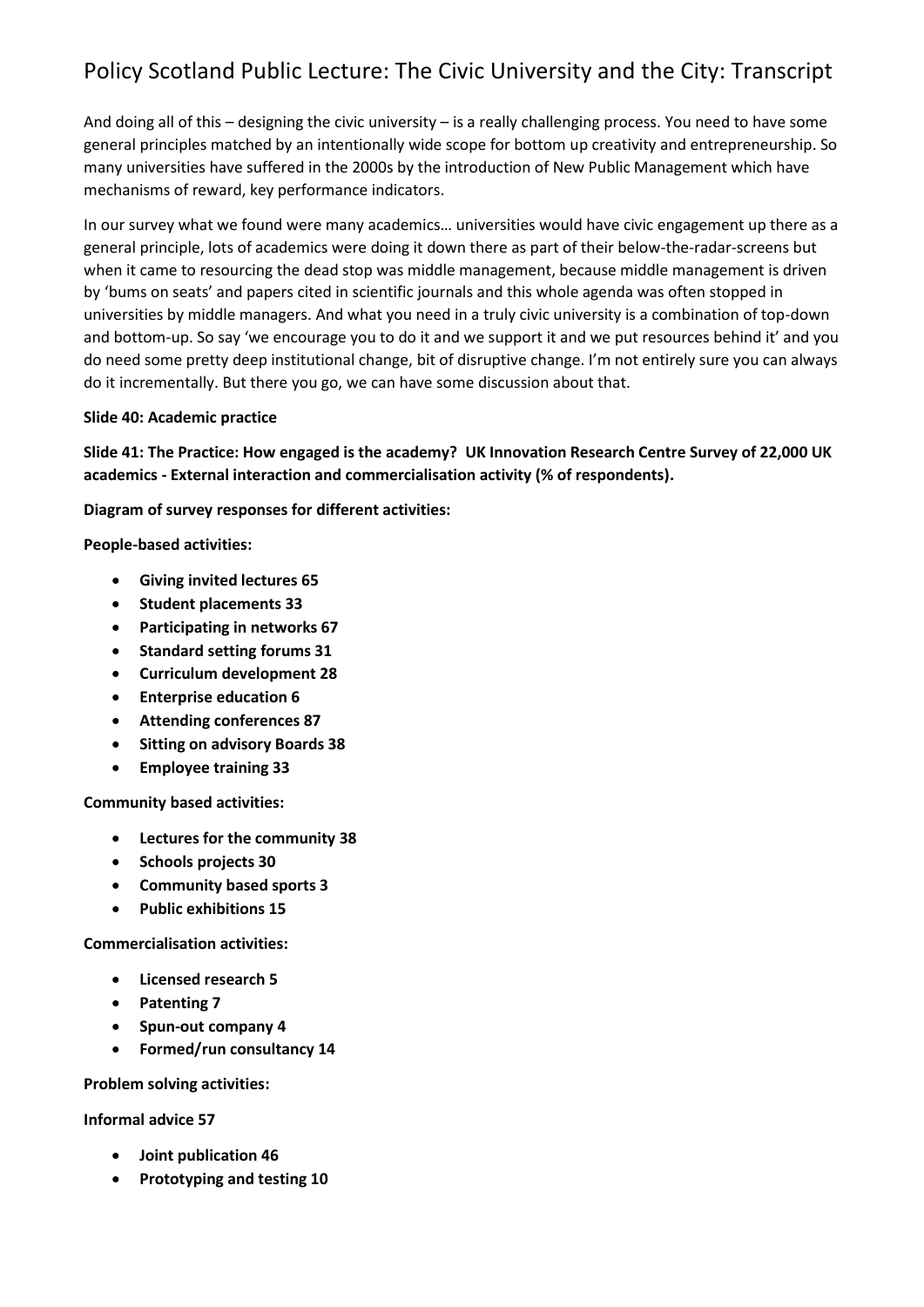# Policy Scotland Public Lecture: The Civic University and the City: Transcript

And doing all of this – designing the civic university – is a really challenging process. You need to have some general principles matched by an intentionally wide scope for bottom up creativity and entrepreneurship. So many universities have suffered in the 2000s by the introduction of New Public Management which have mechanisms of reward, key performance indicators.

In our survey what we found were many academics… universities would have civic engagement up there as a general principle, lots of academics were doing it down there as part of their below-the-radar-screens but when it came to resourcing the dead stop was middle management, because middle management is driven by 'bums on seats' and papers cited in scientific journals and this whole agenda was often stopped in universities by middle managers. And what you need in a truly civic university is a combination of top-down and bottom-up. So say 'we encourage you to do it and we support it and we put resources behind it' and you do need some pretty deep institutional change, bit of disruptive change. I'm not entirely sure you can always do it incrementally. But there you go, we can have some discussion about that.

**Slide 40: Academic practice**

**Slide 41: The Practice: How engaged is the academy? UK Innovation Research Centre Survey of 22,000 UK academics - External interaction and commercialisation activity (% of respondents).**

**Diagram of survey responses for different activities:**

**People-based activities:**

- **Giving invited lectures 65**
- **Student placements 33**
- **Participating in networks 67**
- **Standard setting forums 31**
- **Curriculum development 28**
- **Enterprise education 6**
- **Attending conferences 87**
- **Sitting on advisory Boards 38**
- **Employee training 33**

**Community based activities:**

- **Lectures for the community 38**
- **Schools projects 30**
- **Community based sports 3**
- **Public exhibitions 15**

**Commercialisation activities:**

- **Licensed research 5**
- **Patenting 7**
- **Spun-out company 4**
- **Formed/run consultancy 14**

**Problem solving activities:**

**Informal advice 57**

- **Joint publication 46**
- **Prototyping and testing 10**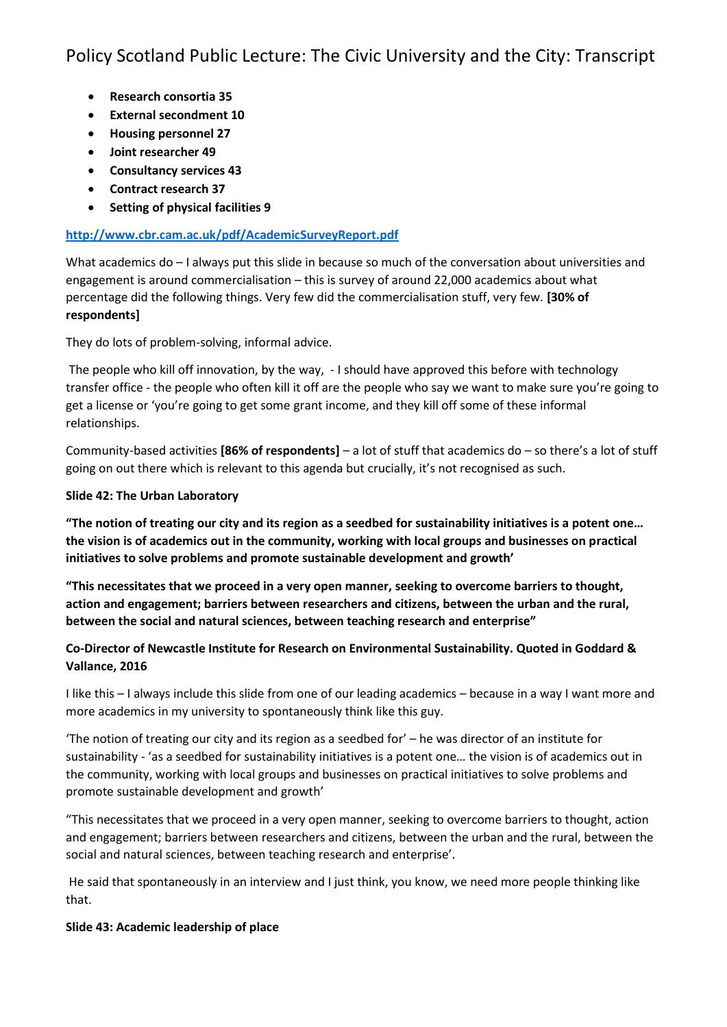- **Research consortia 35**
- **External secondment 10**
- **Housing personnel 27**
- **Joint researcher 49**
- **Consultancy services 43**
- **Contract research 37**
- **Setting of physical facilities 9**

**http://www.cbr.cam.ac.uk/pdf/AcademicSurveyReport.pdf**

What academics do – I always put this slide in because so much of the conversation about universities and engagement is around commercialisation – this is survey of around 22,000 academics about what percentage did the following things. Very few did the commercialisation stuff, very few. **[30% of respondents]**

They do lots of problem-solving, informal advice.

The people who kill off innovation, by the way, - I should have approved this before with technology transfer office - the people who often kill it off are the people who say we want to make sure you're going to get a license or 'you're going to get some grant income, and they kill off some of these informal relationships.

Community-based activities **[86% of respondents]** – a lot of stuff that academics do – so there's a lot of stuff going on out there which is relevant to this agenda but crucially, it's not recognised as such.

**Slide 42: The Urban Laboratory**

**"The notion of treating our city and its region as a seedbed for sustainability initiatives is a potent one… the vision is of academics out in the community, working with local groups and businesses on practical initiatives to solve problems and promote sustainable development and growth'**

**"This necessitates that we proceed in a very open manner, seeking to overcome barriers to thought, action and engagement; barriers between researchers and citizens, between the urban and the rural, between the social and natural sciences, between teaching research and enterprise"**

**Co-Director of Newcastle Institute for Research on Environmental Sustainability. Quoted in Goddard & Vallance, 2016**

I like this – I always include this slide from one of our leading academics – because in a way I want more and more academics in my university to spontaneously think like this guy.

'The notion of treating our city and its region as a seedbed for' – he was director of an institute for sustainability - 'as a seedbed for sustainability initiatives is a potent one… the vision is of academics out in the community, working with local groups and businesses on practical initiatives to solve problems and promote sustainable development and growth'

"This necessitates that we proceed in a very open manner, seeking to overcome barriers to thought, action and engagement; barriers between researchers and citizens, between the urban and the rural, between the social and natural sciences, between teaching research and enterprise'.

He said that spontaneously in an interview and I just think, you know, we need more people thinking like that.

**Slide 43: Academic leadership of place**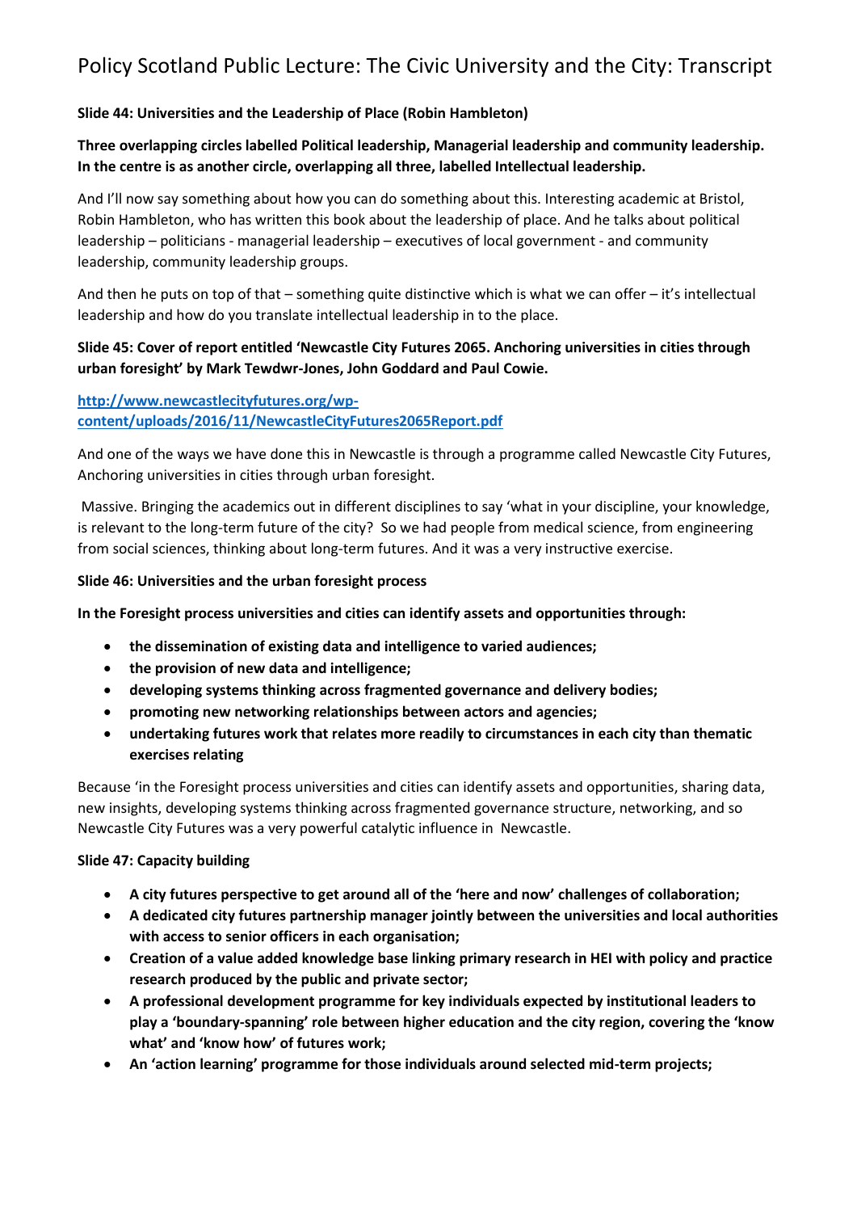**Slide 44: Universities and the Leadership of Place (Robin Hambleton)**

**Three overlapping circles labelled Political leadership, Managerial leadership and community leadership. In the centre is as another circle, overlapping all three, labelled Intellectual leadership.**

And I'll now say something about how you can do something about this. Interesting academic at Bristol, Robin Hambleton, who has written this book about the leadership of place. And he talks about political leadership – politicians - managerial leadership – executives of local government - and community leadership, community leadership groups.

And then he puts on top of that – something quite distinctive which is what we can offer – it's intellectual leadership and how do you translate intellectual leadership in to the place.

**Slide 45: Cover of report entitled 'Newcastle City Futures 2065. Anchoring universities in cities through urban foresight' by Mark Tewdwr-Jones, John Goddard and Paul Cowie.**

[http://www.newcastlecityfutures.org/wp-content/uploads/2016/11/NewcastleCityFutures2065Report.pdf](http://www.newcastlecityfutures.org/wp-content/uploads/2016/11/NewcastleCityFutures2065Report.pdf)

And one of the ways we have done this in Newcastle is through a programme called Newcastle City Futures, Anchoring universities in cities through urban foresight.

Massive. Bringing the academics out in different disciplines to say 'what in your discipline, your knowledge, is relevant to the long-term future of the city? So we had people from medical science, from engineering from social sciences, thinking about long-term futures. And it was a very instructive exercise.

**Slide 46: Universities and the urban foresight process**

**In the Foresight process universities and cities can identify assets and opportunities through:**

- **the dissemination of existing data and intelligence to varied audiences;**
- **the provision of new data and intelligence;**
- **developing systems thinking across fragmented governance and delivery bodies;**
- **promoting new networking relationships between actors and agencies;**
- **undertaking futures work that relates more readily to circumstances in each city than thematic exercises relating**

Because 'in the Foresight process universities and cities can identify assets and opportunities, sharing data, new insights, developing systems thinking across fragmented governance structure, networking, and so Newcastle City Futures was a very powerful catalytic influence in Newcastle.

**Slide 47: Capacity building**

- **A city futures perspective to get around all of the 'here and now' challenges of collaboration;**
- **A dedicated city futures partnership manager jointly between the universities and local authorities with access to senior officers in each organisation;**
- **Creation of a value added knowledge base linking primary research in HEI with policy and practice research produced by the public and private sector;**
- **A professional development programme for key individuals expected by institutional leaders to play a 'boundary-spanning' role between higher education and the city region, covering the 'know what' and 'know how' of futures work;**
- **An 'action learning' programme for those individuals around selected mid-term projects;**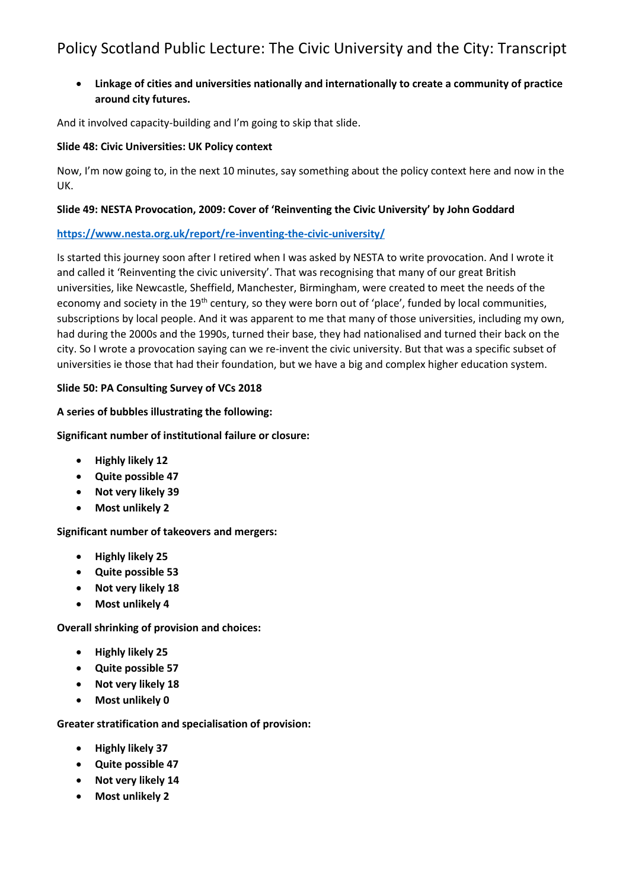- **Linkage of cities and universities nationally and internationally to create a community of practice around city futures.**

And it involved capacity-building and I'm going to skip that slide.

**Slide 48: Civic Universities: UK Policy context**

Now, I'm now going to, in the next 10 minutes, say something about the policy context here and now in the UK.

**Slide 49: NESTA Provocation, 2009: Cover of 'Reinventing the Civic University' by John Goddard**

**https://www.nesta.org.uk/report/re-inventing-the-civic-university/**

Is started this journey soon after I retired when I was asked by NESTA to write provocation. And I wrote it and called it 'Reinventing the civic university'. That was recognising that many of our great British universities, like Newcastle, Sheffield, Manchester, Birmingham, were created to meet the needs of the economy and society in the 19th century, so they were born out of 'place', funded by local communities, subscriptions by local people. And it was apparent to me that many of those universities, including my own, had during the 2000s and the 1990s, turned their base, they had nationalised and turned their back on the city. So I wrote a provocation saying can we re-invent the civic university. But that was a specific subset of universities ie those that had their foundation, but we have a big and complex higher education system.

**Slide 50: PA Consulting Survey of VCs 2018**

**A series of bubbles illustrating the following:**

**Significant number of institutional failure or closure:**

- **Highly likely 12**
- **Quite possible 47**
- **Not very likely 39**
- **Most unlikely 2**

**Significant number of takeovers and mergers:**

- **Highly likely 25**
- **Quite possible 53**
- **Not very likely 18**
- **Most unlikely 4**

**Overall shrinking of provision and choices:**

- **Highly likely 25**
- **Quite possible 57**
- **Not very likely 18**
- **Most unlikely 0**

**Greater stratification and specialisation of provision:**

- **Highly likely 37**
- **Quite possible 47**
- **Not very likely 14**
- **Most unlikely 2**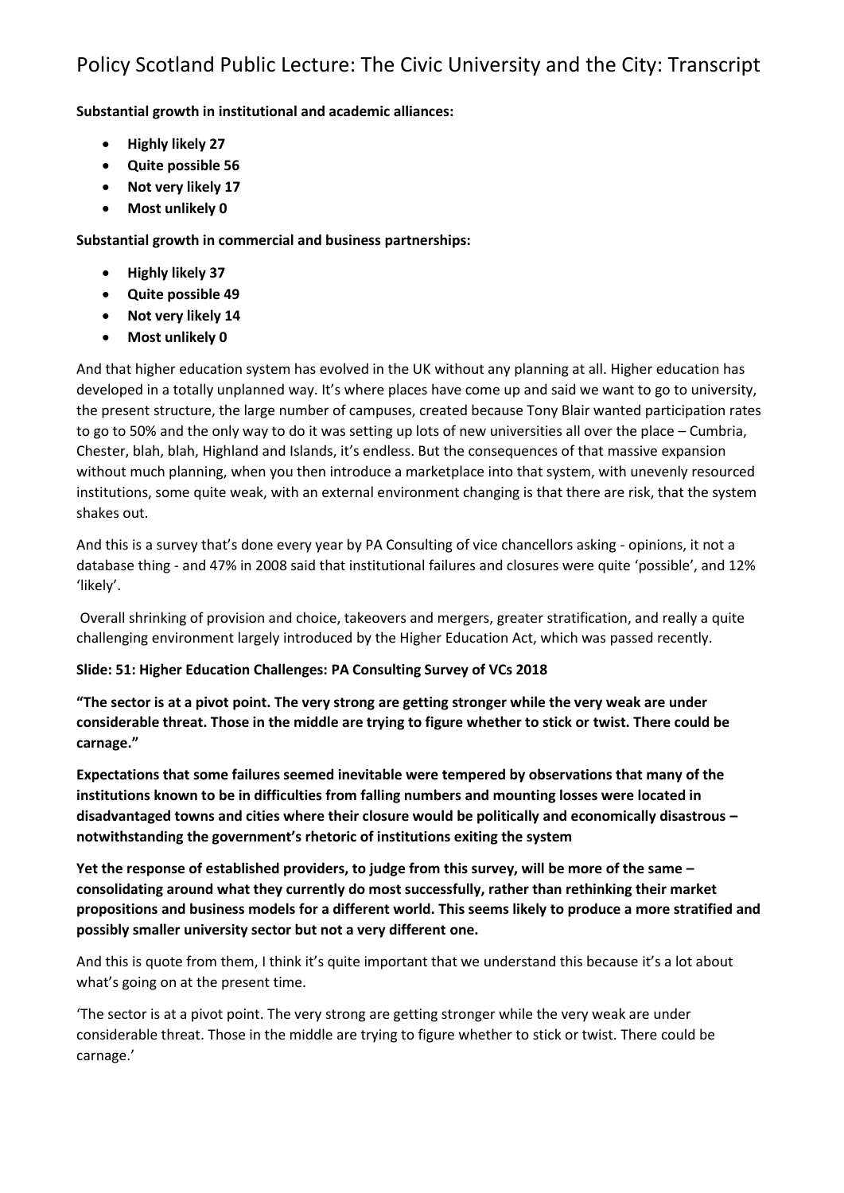**Substantial growth in institutional and academic alliances:**

- **Highly likely 27**
- **Quite possible 56**
- **Not very likely 17**
- **Most unlikely 0**

**Substantial growth in commercial and business partnerships:**

- **Highly likely 37**
- **Quite possible 49**
- **Not very likely 14**
- **Most unlikely 0**

And that higher education system has evolved in the UK without any planning at all. Higher education has developed in a totally unplanned way. It's where places have come up and said we want to go to university, the present structure, the large number of campuses, created because Tony Blair wanted participation rates to go to 50% and the only way to do it was setting up lots of new universities all over the place – Cumbria, Chester, blah, blah, Highland and Islands, it's endless. But the consequences of that massive expansion without much planning, when you then introduce a marketplace into that system, with unevenly resourced institutions, some quite weak, with an external environment changing is that there are risk, that the system shakes out.

And this is a survey that's done every year by PA Consulting of vice chancellors asking - opinions, it not a database thing - and 47% in 2008 said that institutional failures and closures were quite 'possible', and 12% 'likely'.

Overall shrinking of provision and choice, takeovers and mergers, greater stratification, and really a quite challenging environment largely introduced by the Higher Education Act, which was passed recently.

**Slide: 51: Higher Education Challenges: PA Consulting Survey of VCs 2018**

**"The sector is at a pivot point. The very strong are getting stronger while the very weak are under considerable threat. Those in the middle are trying to figure whether to stick or twist. There could be carnage."**

**Expectations that some failures seemed inevitable were tempered by observations that many of the institutions known to be in difficulties from falling numbers and mounting losses were located in disadvantaged towns and cities where their closure would be politically and economically disastrous – notwithstanding the government's rhetoric of institutions exiting the system**

**Yet the response of established providers, to judge from this survey, will be more of the same – consolidating around what they currently do most successfully, rather than rethinking their market propositions and business models for a different world. This seems likely to produce a more stratified and possibly smaller university sector but not a very different one.**

And this is quote from them, I think it's quite important that we understand this because it's a lot about what's going on at the present time.

'The sector is at a pivot point. The very strong are getting stronger while the very weak are under considerable threat. Those in the middle are trying to figure whether to stick or twist. There could be carnage.'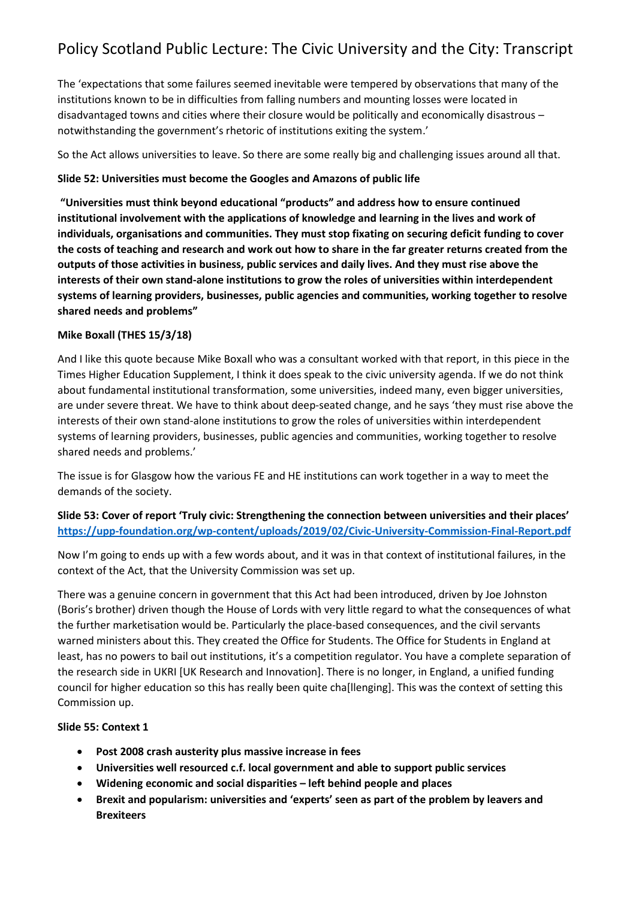The 'expectations that some failures seemed inevitable were tempered by observations that many of the institutions known to be in difficulties from falling numbers and mounting losses were located in disadvantaged towns and cities where their closure would be politically and economically disastrous – notwithstanding the government's rhetoric of institutions exiting the system.'

So the Act allows universities to leave. So there are some really big and challenging issues around all that.

**Slide 52: Universities must become the Googles and Amazons of public life**

**"Universities must think beyond educational "products" and address how to ensure continued institutional involvement with the applications of knowledge and learning in the lives and work of individuals, organisations and communities. They must stop fixating on securing deficit funding to cover the costs of teaching and research and work out how to share in the far greater returns created from the outputs of those activities in business, public services and daily lives. And they must rise above the interests of their own stand-alone institutions to grow the roles of universities within interdependent systems of learning providers, businesses, public agencies and communities, working together to resolve shared needs and problems"**

**Mike Boxall (THES 15/3/18)**

And I like this quote because Mike Boxall who was a consultant worked with that report, in this piece in the Times Higher Education Supplement, I think it does speak to the civic university agenda. If we do not think about fundamental institutional transformation, some universities, indeed many, even bigger universities, are under severe threat. We have to think about deep-seated change, and he says 'they must rise above the interests of their own stand-alone institutions to grow the roles of universities within interdependent systems of learning providers, businesses, public agencies and communities, working together to resolve shared needs and problems.'

The issue is for Glasgow how the various FE and HE institutions can work together in a way to meet the demands of the society.

**Slide 53: Cover of report 'Truly civic: Strengthening the connection between universities and their places'** https://upp-foundation.org/wp-content/uploads/2019/02/Civic-University-Commission-Final-Report.pdf

Now I'm going to ends up with a few words about, and it was in that context of institutional failures, in the context of the Act, that the University Commission was set up.

There was a genuine concern in government that this Act had been introduced, driven by Joe Johnston (Boris's brother) driven though the House of Lords with very little regard to what the consequences of what the further marketisation would be. Particularly the place-based consequences, and the civil servants warned ministers about this. They created the Office for Students. The Office for Students in England at least, has no powers to bail out institutions, it's a competition regulator. You have a complete separation of the research side in UKRI [UK Research and Innovation]. There is no longer, in England, a unified funding council for higher education so this has really been quite cha[llenging]. This was the context of setting this Commission up.

**Slide 55: Context 1**

- **Post 2008 crash austerity plus massive increase in fees**
- **Universities well resourced c.f. local government and able to support public services**
- **Widening economic and social disparities – left behind people and places**
- **Brexit and popularism: universities and 'experts' seen as part of the problem by leavers and Brexiteers**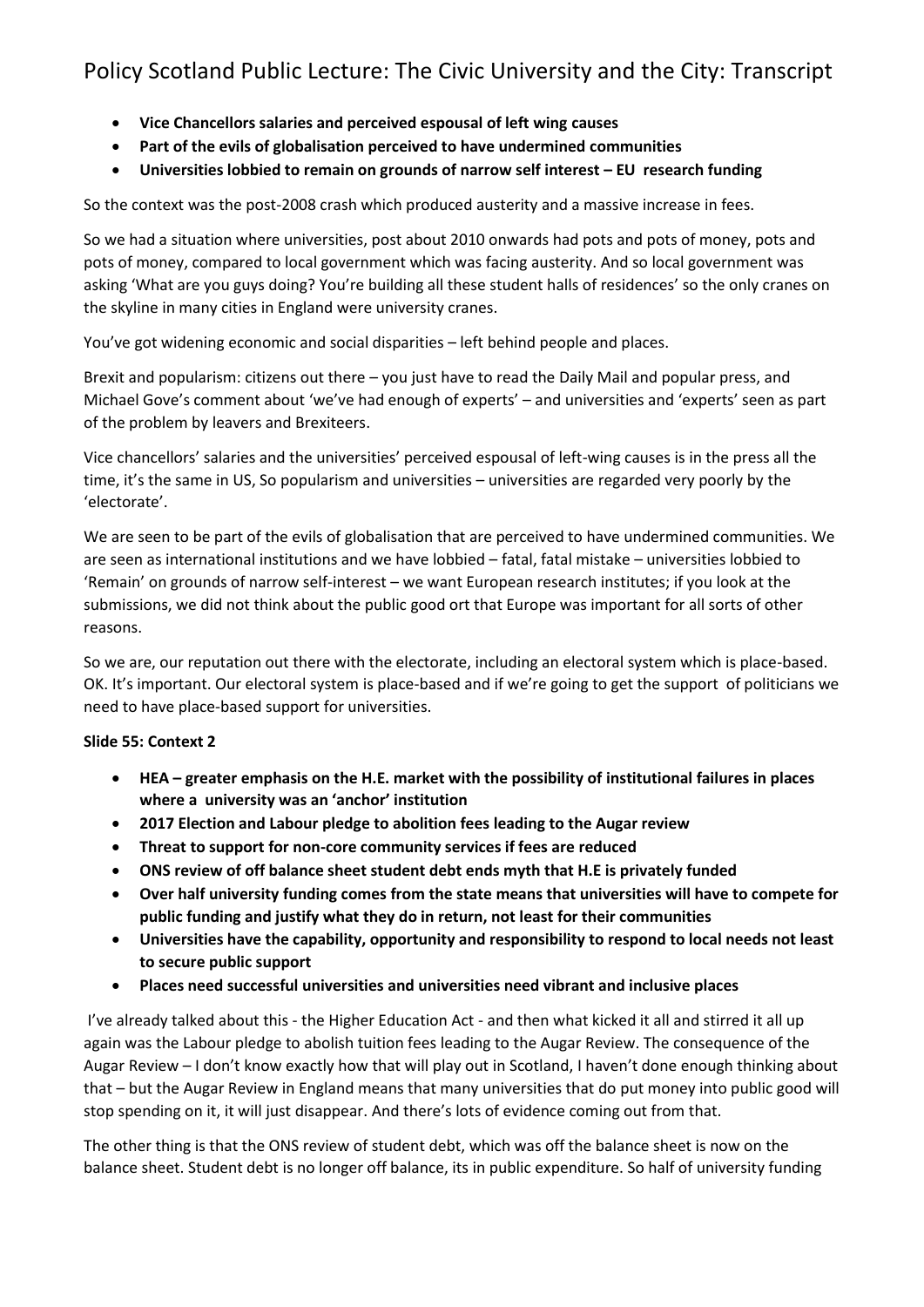- **Vice Chancellors salaries and perceived espousal of left wing causes**
- **Part of the evils of globalisation perceived to have undermined communities**
- **Universities lobbied to remain on grounds of narrow self interest – EU research funding**

So the context was the post-2008 crash which produced austerity and a massive increase in fees.

So we had a situation where universities, post about 2010 onwards had pots and pots of money, pots and pots of money, compared to local government which was facing austerity. And so local government was asking 'What are you guys doing? You're building all these student halls of residences' so the only cranes on the skyline in many cities in England were university cranes.

You've got widening economic and social disparities – left behind people and places.

Brexit and popularism: citizens out there – you just have to read the Daily Mail and popular press, and Michael Gove's comment about 'we've had enough of experts' – and universities and 'experts' seen as part of the problem by leavers and Brexiteers.

Vice chancellors' salaries and the universities' perceived espousal of left-wing causes is in the press all the time, it's the same in US, So popularism and universities – universities are regarded very poorly by the 'electorate'.

We are seen to be part of the evils of globalisation that are perceived to have undermined communities. We are seen as international institutions and we have lobbied – fatal, fatal mistake – universities lobbied to 'Remain' on grounds of narrow self-interest – we want European research institutes; if you look at the submissions, we did not think about the public good ort that Europe was important for all sorts of other reasons.

So we are, our reputation out there with the electorate, including an electoral system which is place-based. OK. It's important. Our electoral system is place-based and if we're going to get the support of politicians we need to have place-based support for universities.

**Slide 55: Context 2**

- **HEA – greater emphasis on the H.E. market with the possibility of institutional failures in places where a university was an 'anchor' institution**
- **2017 Election and Labour pledge to abolition fees leading to the Augar review**
- **Threat to support for non-core community services if fees are reduced**
- **ONS review of off balance sheet student debt ends myth that H.E is privately funded**
- **Over half university funding comes from the state means that universities will have to compete for public funding and justify what they do in return, not least for their communities**
- **Universities have the capability, opportunity and responsibility to respond to local needs not least to secure public support**
- **Places need successful universities and universities need vibrant and inclusive places**

I've already talked about this - the Higher Education Act - and then what kicked it all and stirred it all up again was the Labour pledge to abolish tuition fees leading to the Augar Review. The consequence of the Augar Review – I don't know exactly how that will play out in Scotland, I haven't done enough thinking about that – but the Augar Review in England means that many universities that do put money into public good will stop spending on it, it will just disappear. And there's lots of evidence coming out from that.

The other thing is that the ONS review of student debt, which was off the balance sheet is now on the balance sheet. Student debt is no longer off balance, its in public expenditure. So half of university funding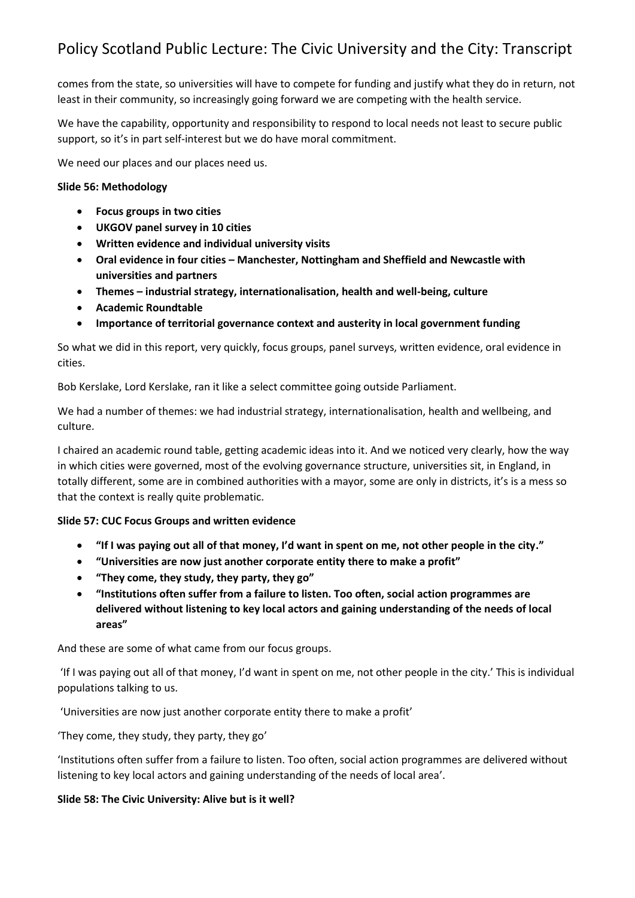comes from the state, so universities will have to compete for funding and justify what they do in return, not least in their community, so increasingly going forward we are competing with the health service.

We have the capability, opportunity and responsibility to respond to local needs not least to secure public support, so it's in part self-interest but we do have moral commitment.

We need our places and our places need us.

**Slide 56: Methodology**

- **Focus groups in two cities**
- **UKGOV panel survey in 10 cities**
- **Written evidence and individual university visits**
- **Oral evidence in four cities – Manchester, Nottingham and Sheffield and Newcastle with universities and partners**
- **Themes – industrial strategy, internationalisation, health and well-being, culture**
- **Academic Roundtable**
- **Importance of territorial governance context and austerity in local government funding**

So what we did in this report, very quickly, focus groups, panel surveys, written evidence, oral evidence in cities.

Bob Kerslake, Lord Kerslake, ran it like a select committee going outside Parliament.

We had a number of themes: we had industrial strategy, internationalisation, health and wellbeing, and culture.

I chaired an academic round table, getting academic ideas into it. And we noticed very clearly, how the way in which cities were governed, most of the evolving governance structure, universities sit, in England, in totally different, some are in combined authorities with a mayor, some are only in districts, it's is a mess so that the context is really quite problematic.

**Slide 57: CUC Focus Groups and written evidence**

- **"If I was paying out all of that money, I'd want in spent on me, not other people in the city."**
- **"Universities are now just another corporate entity there to make a profit"**
- **"They come, they study, they party, they go"**
- **"Institutions often suffer from a failure to listen. Too often, social action programmes are delivered without listening to key local actors and gaining understanding of the needs of local areas"**

And these are some of what came from our focus groups.

'If I was paying out all of that money, I'd want in spent on me, not other people in the city.' This is individual populations talking to us.

'Universities are now just another corporate entity there to make a profit'

'They come, they study, they party, they go'

'Institutions often suffer from a failure to listen. Too often, social action programmes are delivered without listening to key local actors and gaining understanding of the needs of local area'.

**Slide 58: The Civic University: Alive but is it well?**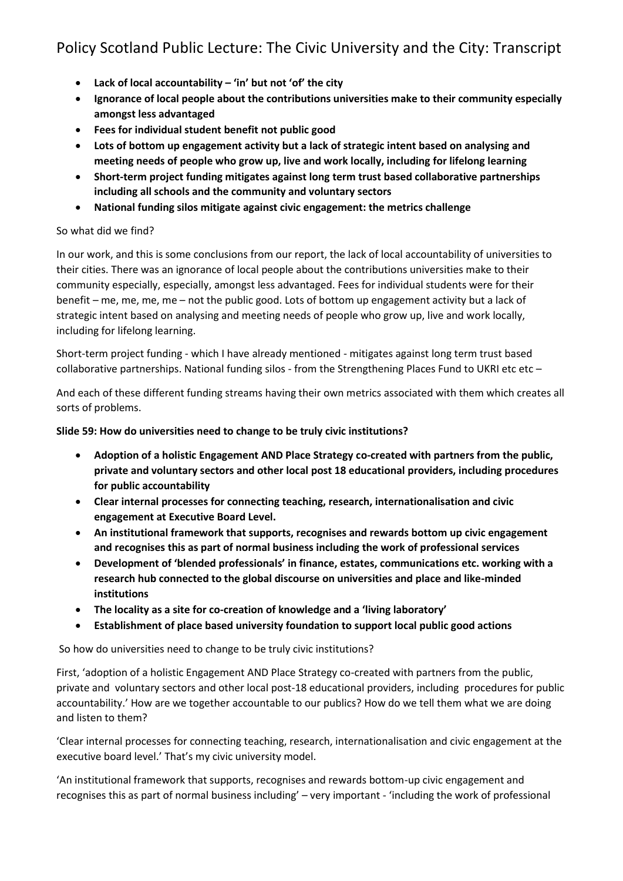- **Lack of local accountability – 'in' but not 'of' the city**
- **Ignorance of local people about the contributions universities make to their community especially amongst less advantaged**
- **Fees for individual student benefit not public good**
- **Lots of bottom up engagement activity but a lack of strategic intent based on analysing and meeting needs of people who grow up, live and work locally, including for lifelong learning**
- **Short-term project funding mitigates against long term trust based collaborative partnerships including all schools and the community and voluntary sectors**
- **National funding silos mitigate against civic engagement: the metrics challenge**

So what did we find?

In our work, and this is some conclusions from our report, the lack of local accountability of universities to their cities. There was an ignorance of local people about the contributions universities make to their community especially, especially, amongst less advantaged. Fees for individual students were for their benefit – me, me, me, me – not the public good. Lots of bottom up engagement activity but a lack of strategic intent based on analysing and meeting needs of people who grow up, live and work locally, including for lifelong learning.

Short-term project funding - which I have already mentioned - mitigates against long term trust based collaborative partnerships. National funding silos - from the Strengthening Places Fund to UKRI etc etc –

And each of these different funding streams having their own metrics associated with them which creates all sorts of problems.

**Slide 59: How do universities need to change to be truly civic institutions?**

- **Adoption of a holistic Engagement AND Place Strategy co-created with partners from the public, private and voluntary sectors and other local post 18 educational providers, including procedures for public accountability**
- **Clear internal processes for connecting teaching, research, internationalisation and civic engagement at Executive Board Level.**
- **An institutional framework that supports, recognises and rewards bottom up civic engagement and recognises this as part of normal business including the work of professional services**
- **Development of 'blended professionals' in finance, estates, communications etc. working with a research hub connected to the global discourse on universities and place and like-minded institutions**
- **The locality as a site for co-creation of knowledge and a 'living laboratory'**
- **Establishment of place based university foundation to support local public good actions**

So how do universities need to change to be truly civic institutions?

First, 'adoption of a holistic Engagement AND Place Strategy co-created with partners from the public, private and voluntary sectors and other local post-18 educational providers, including procedures for public accountability.' How are we together accountable to our publics? How do we tell them what we are doing and listen to them?

'Clear internal processes for connecting teaching, research, internationalisation and civic engagement at the executive board level.' That's my civic university model.

'An institutional framework that supports, recognises and rewards bottom-up civic engagement and recognises this as part of normal business including' – very important - 'including the work of professional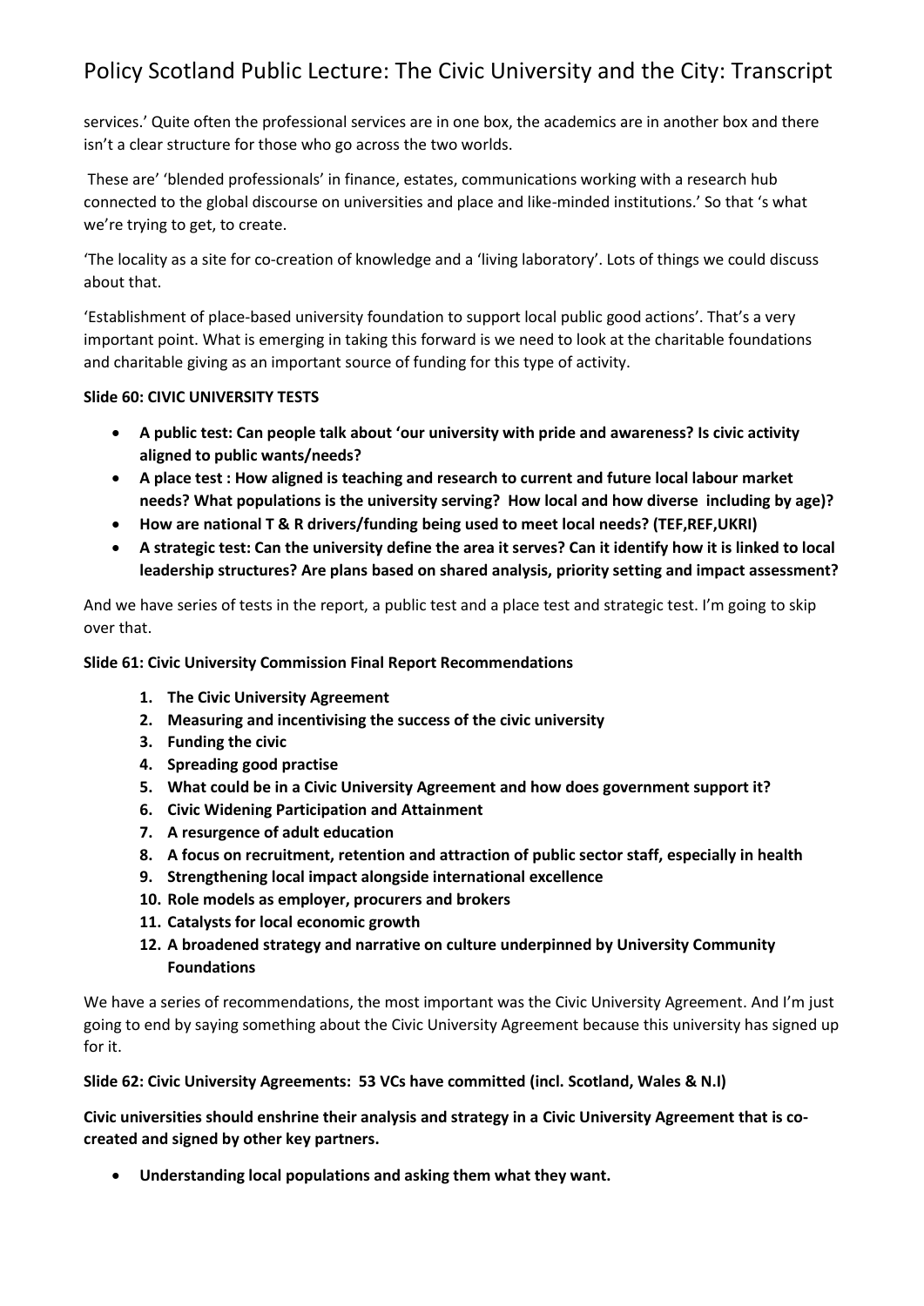services.' Quite often the professional services are in one box, the academics are in another box and there isn't a clear structure for those who go across the two worlds.

These are' 'blended professionals' in finance, estates, communications working with a research hub connected to the global discourse on universities and place and like-minded institutions.' So that 's what we're trying to get, to create.

'The locality as a site for co-creation of knowledge and a 'living laboratory'. Lots of things we could discuss about that.

'Establishment of place-based university foundation to support local public good actions'. That's a very important point. What is emerging in taking this forward is we need to look at the charitable foundations and charitable giving as an important source of funding for this type of activity.

**Slide 60: CIVIC UNIVERSITY TESTS**

- **A public test: Can people talk about 'our university with pride and awareness? Is civic activity aligned to public wants/needs?**
- **A place test : How aligned is teaching and research to current and future local labour market needs? What populations is the university serving? How local and how diverse including by age)?**
- **How are national T & R drivers/funding being used to meet local needs? (TEF,REF,UKRI)**
- **A strategic test: Can the university define the area it serves? Can it identify how it is linked to local leadership structures? Are plans based on shared analysis, priority setting and impact assessment?**

And we have series of tests in the report, a public test and a place test and strategic test. I'm going to skip over that.

**Slide 61: Civic University Commission Final Report Recommendations**

1. **The Civic University Agreement**
2. **Measuring and incentivising the success of the civic university**
3. **Funding the civic**
4. **Spreading good practise**
5. **What could be in a Civic University Agreement and how does government support it?**
6. **Civic Widening Participation and Attainment**
7. **A resurgence of adult education**
8. **A focus on recruitment, retention and attraction of public sector staff, especially in health**
9. **Strengthening local impact alongside international excellence**
10. **Role models as employer, procurers and brokers**
11. **Catalysts for local economic growth**
12. **A broadened strategy and narrative on culture underpinned by University Community Foundations**

We have a series of recommendations, the most important was the Civic University Agreement. And I'm just going to end by saying something about the Civic University Agreement because this university has signed up for it.

**Slide 62: Civic University Agreements: 53 VCs have committed (incl. Scotland, Wales & N.I)**

**Civic universities should enshrine their analysis and strategy in a Civic University Agreement that is co-created and signed by other key partners.**

- **Understanding local populations and asking them what they want.**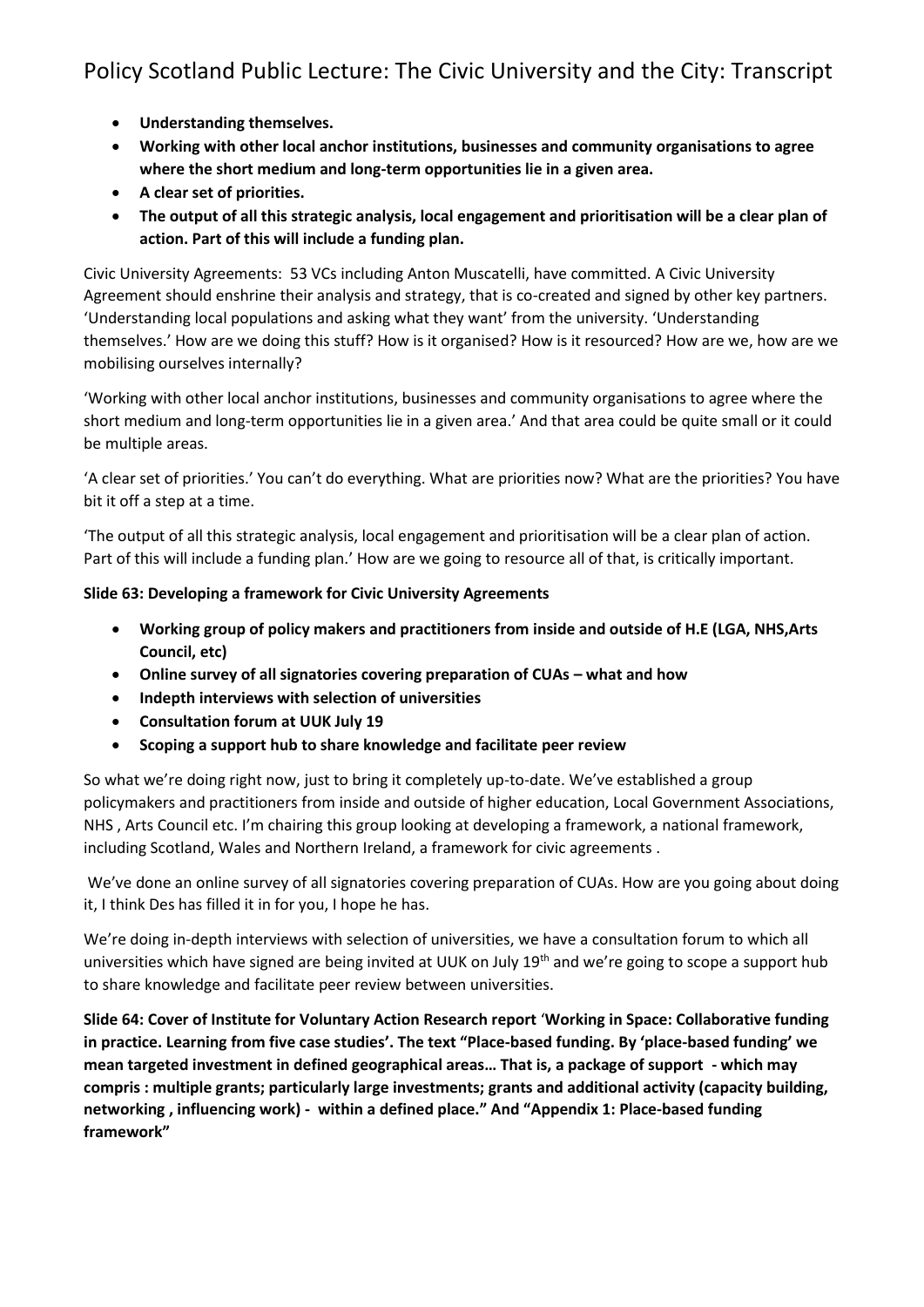- **Understanding themselves.**
- **Working with other local anchor institutions, businesses and community organisations to agree where the short medium and long-term opportunities lie in a given area.**
- **A clear set of priorities.**
- **The output of all this strategic analysis, local engagement and prioritisation will be a clear plan of action. Part of this will include a funding plan.**

Civic University Agreements: 53 VCs including Anton Muscatelli, have committed. A Civic University Agreement should enshrine their analysis and strategy, that is co-created and signed by other key partners. 'Understanding local populations and asking what they want' from the university. 'Understanding themselves.' How are we doing this stuff? How is it organised? How is it resourced? How are we, how are we mobilising ourselves internally?

'Working with other local anchor institutions, businesses and community organisations to agree where the short medium and long-term opportunities lie in a given area.' And that area could be quite small or it could be multiple areas.

'A clear set of priorities.' You can't do everything. What are priorities now? What are the priorities? You have bit it off a step at a time.

'The output of all this strategic analysis, local engagement and prioritisation will be a clear plan of action. Part of this will include a funding plan.' How are we going to resource all of that, is critically important.

**Slide 63: Developing a framework for Civic University Agreements**

- **Working group of policy makers and practitioners from inside and outside of H.E (LGA, NHS,Arts Council, etc)**
- **Online survey of all signatories covering preparation of CUAs – what and how**
- **Indepth interviews with selection of universities**
- **Consultation forum at UUK July 19**
- **Scoping a support hub to share knowledge and facilitate peer review**

So what we're doing right now, just to bring it completely up-to-date. We've established a group policymakers and practitioners from inside and outside of higher education, Local Government Associations, NHS , Arts Council etc. I'm chairing this group looking at developing a framework, a national framework, including Scotland, Wales and Northern Ireland, a framework for civic agreements .

We've done an online survey of all signatories covering preparation of CUAs. How are you going about doing it, I think Des has filled it in for you, I hope he has.

We're doing in-depth interviews with selection of universities, we have a consultation forum to which all universities which have signed are being invited at UUK on July 19th and we're going to scope a support hub to share knowledge and facilitate peer review between universities.

**Slide 64: Cover of Institute for Voluntary Action Research report 'Working in Space: Collaborative funding in practice. Learning from five case studies'. The text "Place-based funding. By 'place-based funding' we mean targeted investment in defined geographical areas… That is, a package of support - which may compris : multiple grants; particularly large investments; grants and additional activity (capacity building, networking , influencing work) - within a defined place." And "Appendix 1: Place-based funding framework"**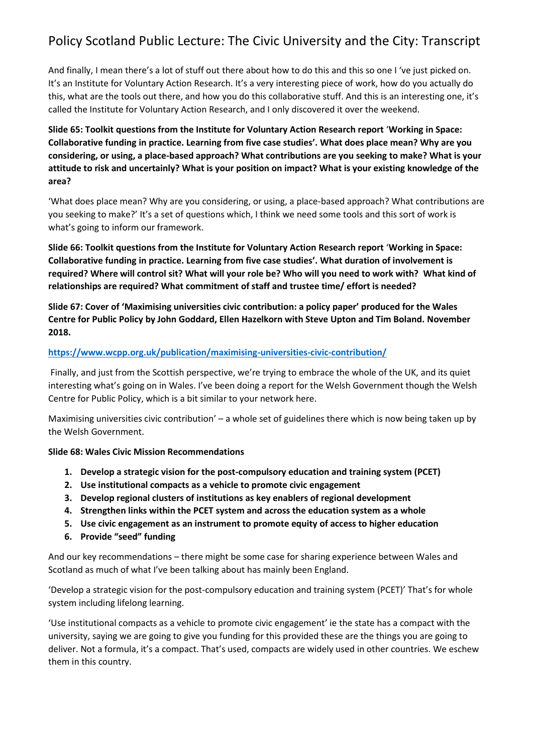And finally, I mean there's a lot of stuff out there about how to do this and this so one I 've just picked on. It's an Institute for Voluntary Action Research. It's a very interesting piece of work, how do you actually do this, what are the tools out there, and how you do this collaborative stuff. And this is an interesting one, it's called the Institute for Voluntary Action Research, and I only discovered it over the weekend.

**Slide 65: Toolkit questions from the Institute for Voluntary Action Research report 'Working in Space: Collaborative funding in practice. Learning from five case studies'. What does place mean? Why are you considering, or using, a place-based approach? What contributions are you seeking to make? What is your attitude to risk and uncertainly? What is your position on impact? What is your existing knowledge of the area?**

'What does place mean? Why are you considering, or using, a place-based approach? What contributions are you seeking to make?' It's a set of questions which, I think we need some tools and this sort of work is what's going to inform our framework.

**Slide 66: Toolkit questions from the Institute for Voluntary Action Research report 'Working in Space: Collaborative funding in practice. Learning from five case studies'. What duration of involvement is required? Where will control sit? What will your role be? Who will you need to work with? What kind of relationships are required? What commitment of staff and trustee time/ effort is needed?**

**Slide 67: Cover of 'Maximising universities civic contribution: a policy paper' produced for the Wales Centre for Public Policy by John Goddard, Ellen Hazelkorn with Steve Upton and Tim Boland. November 2018.**

**https://www.wcpp.org.uk/publication/maximising-universities-civic-contribution/**

Finally, and just from the Scottish perspective, we're trying to embrace the whole of the UK, and its quiet interesting what's going on in Wales. I've been doing a report for the Welsh Government though the Welsh Centre for Public Policy, which is a bit similar to your network here.

Maximising universities civic contribution' – a whole set of guidelines there which is now being taken up by the Welsh Government.

**Slide 68: Wales Civic Mission Recommendations**

1. **Develop a strategic vision for the post-compulsory education and training system (PCET)**
2. **Use institutional compacts as a vehicle to promote civic engagement**
3. **Develop regional clusters of institutions as key enablers of regional development**
4. **Strengthen links within the PCET system and across the education system as a whole**
5. **Use civic engagement as an instrument to promote equity of access to higher education**
6. **Provide "seed" funding**

And our key recommendations – there might be some case for sharing experience between Wales and Scotland as much of what I've been talking about has mainly been England.

'Develop a strategic vision for the post-compulsory education and training system (PCET)' That's for whole system including lifelong learning.

'Use institutional compacts as a vehicle to promote civic engagement' ie the state has a compact with the university, saying we are going to give you funding for this provided these are the things you are going to deliver. Not a formula, it's a compact. That's used, compacts are widely used in other countries. We eschew them in this country.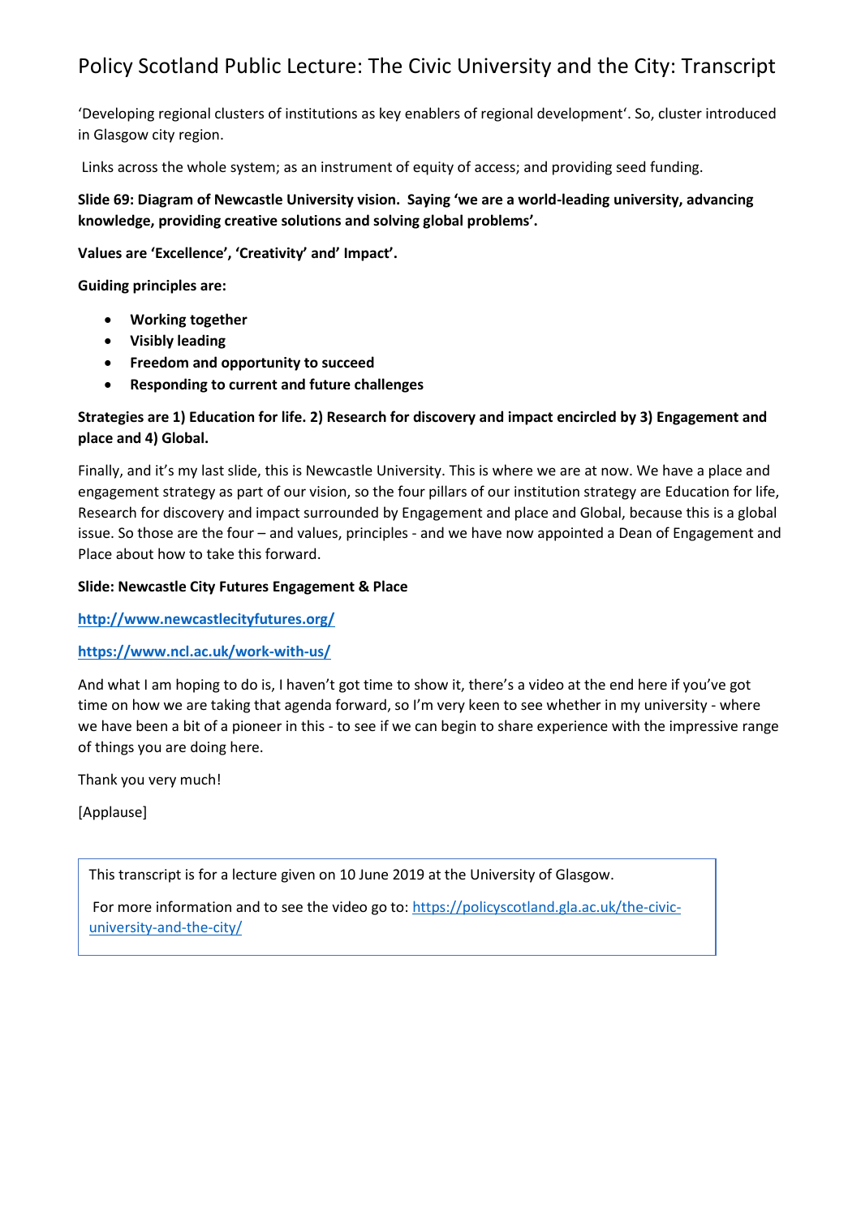'Developing regional clusters of institutions as key enablers of regional development'. So, cluster introduced in Glasgow city region.

Links across the whole system; as an instrument of equity of access; and providing seed funding.

**Slide 69: Diagram of Newcastle University vision. Saying 'we are a world-leading university, advancing knowledge, providing creative solutions and solving global problems'.**

**Values are 'Excellence', 'Creativity' and' Impact'.**

**Guiding principles are:**

- **Working together**
- **Visibly leading**
- **Freedom and opportunity to succeed**
- **Responding to current and future challenges**

**Strategies are 1) Education for life. 2) Research for discovery and impact encircled by 3) Engagement and place and 4) Global.**

Finally, and it's my last slide, this is Newcastle University. This is where we are at now. We have a place and engagement strategy as part of our vision, so the four pillars of our institution strategy are Education for life, Research for discovery and impact surrounded by Engagement and place and Global, because this is a global issue. So those are the four – and values, principles - and we have now appointed a Dean of Engagement and Place about how to take this forward.

**Slide: Newcastle City Futures Engagement & Place**

**http://www.newcastlecityfutures.org/**

**https://www.ncl.ac.uk/work-with-us/**

And what I am hoping to do is, I haven't got time to show it, there's a video at the end here if you've got time on how we are taking that agenda forward, so I'm very keen to see whether in my university - where we have been a bit of a pioneer in this - to see if we can begin to share experience with the impressive range of things you are doing here.

Thank you very much!

[Applause]

This transcript is for a lecture given on 10 June 2019 at the University of Glasgow.

For more information and to see the video go to: https://policyscotland.gla.ac.uk/the-civic-university-and-the-city/